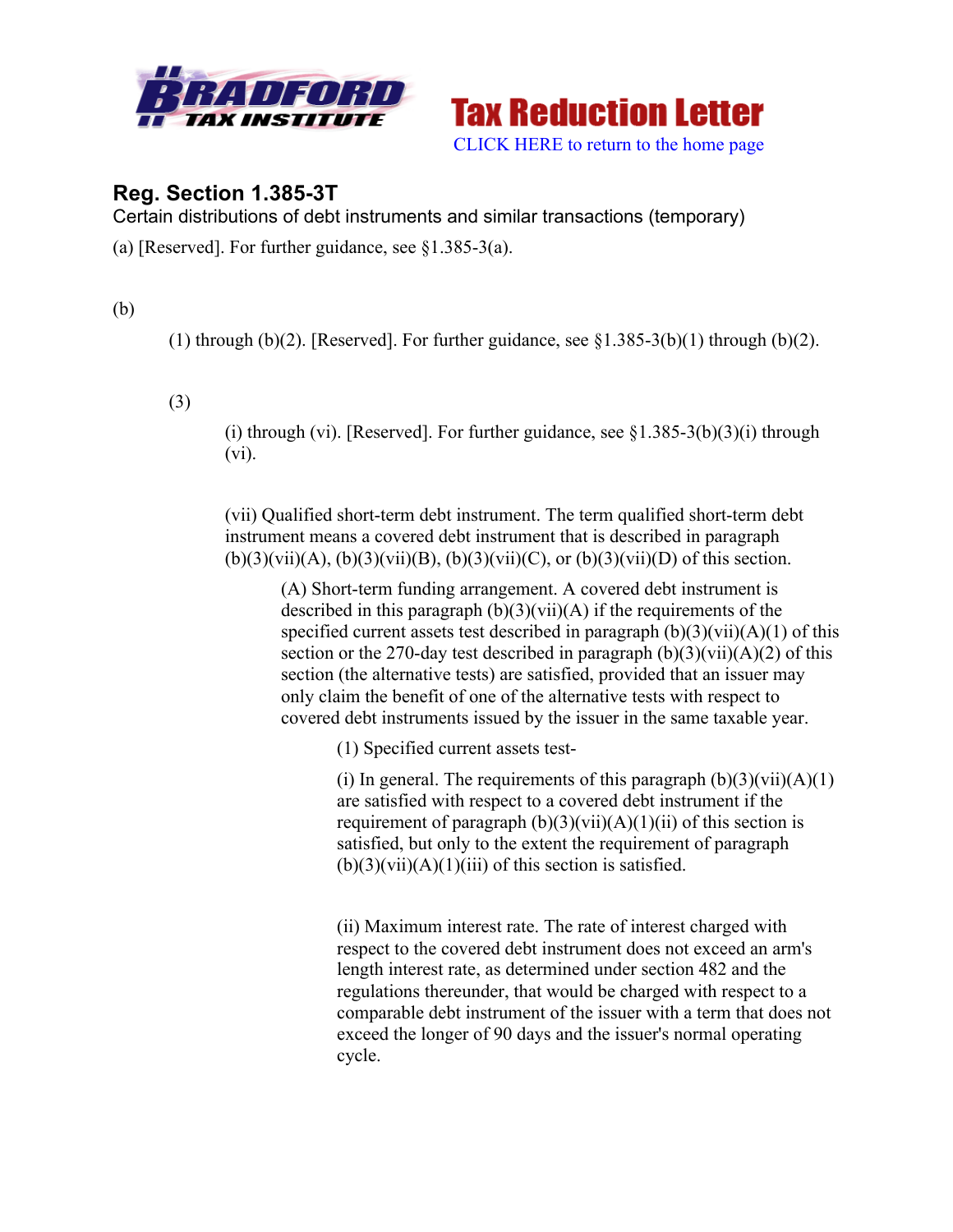# Tax Reduction Letter

CLICK HERE to return to the home page

## Reg. Section 1.385-3T

Certain distributions of debt instruments and similar transactions (temporary)

(a) [Reserved]. For further guidance, see §1.385-3(a).

(b)

(1) through (b)(2). [Reserved]. For further guidance, see §1.385-3(b)(1) through (b)(2).

(3)

(i) through (vi). [Reserved]. For further guidance, see §1.385-3(b)(3)(i) through (vi).

(vii) Qualified short-term debt instrument. The term qualified short-term debt instrument means a covered debt instrument that is described in paragraph (b)(3)(vii)(A), (b)(3)(vii)(B), (b)(3)(vii)(C), or (b)(3)(vii)(D) of this section.

(A) Short-term funding arrangement. A covered debt instrument is described in this paragraph (b)(3)(vii)(A) if the requirements of the specified current assets test described in paragraph (b)(3)(vii)(A)(1) of this section or the 270-day test described in paragraph (b)(3)(vii)(A)(2) of this section (the alternative tests) are satisfied, provided that an issuer may only claim the benefit of one of the alternative tests with respect to covered debt instruments issued by the issuer in the same taxable year.

(1) Specified current assets test-

(i) In general. The requirements of this paragraph (b)(3)(vii)(A)(1) are satisfied with respect to a covered debt instrument if the requirement of paragraph (b)(3)(vii)(A)(1)(ii) of this section is satisfied, but only to the extent the requirement of paragraph (b)(3)(vii)(A)(1)(iii) of this section is satisfied.

(ii) Maximum interest rate. The rate of interest charged with respect to the covered debt instrument does not exceed an arm's length interest rate, as determined under section 482 and the regulations thereunder, that would be charged with respect to a comparable debt instrument of the issuer with a term that does not exceed the longer of 90 days and the issuer's normal operating cycle.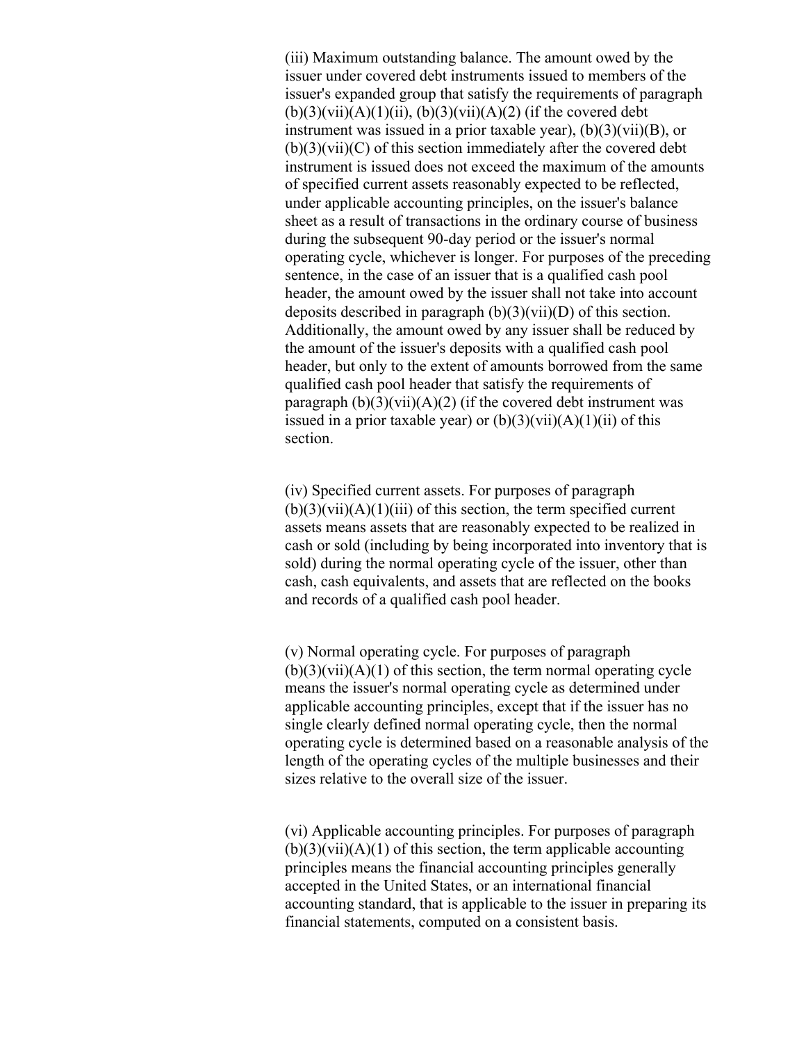(iii) Maximum outstanding balance. The amount owed by the issuer under covered debt instruments issued to members of the issuer's expanded group that satisfy the requirements of paragraph (b)(3)(vii)(A)(1)(ii), (b)(3)(vii)(A)(2) (if the covered debt instrument was issued in a prior taxable year), (b)(3)(vii)(B), or (b)(3)(vii)(C) of this section immediately after the covered debt instrument is issued does not exceed the maximum of the amounts of specified current assets reasonably expected to be reflected, under applicable accounting principles, on the issuer's balance sheet as a result of transactions in the ordinary course of business during the subsequent 90-day period or the issuer's normal operating cycle, whichever is longer. For purposes of the preceding sentence, in the case of an issuer that is a qualified cash pool header, the amount owed by the issuer shall not take into account deposits described in paragraph (b)(3)(vii)(D) of this section. Additionally, the amount owed by any issuer shall be reduced by the amount of the issuer's deposits with a qualified cash pool header, but only to the extent of amounts borrowed from the same qualified cash pool header that satisfy the requirements of paragraph (b)(3)(vii)(A)(2) (if the covered debt instrument was issued in a prior taxable year) or (b)(3)(vii)(A)(1)(ii) of this section.

(iv) Specified current assets. For purposes of paragraph (b)(3)(vii)(A)(1)(iii) of this section, the term specified current assets means assets that are reasonably expected to be realized in cash or sold (including by being incorporated into inventory that is sold) during the normal operating cycle of the issuer, other than cash, cash equivalents, and assets that are reflected on the books and records of a qualified cash pool header.

(v) Normal operating cycle. For purposes of paragraph (b)(3)(vii)(A)(1) of this section, the term normal operating cycle means the issuer's normal operating cycle as determined under applicable accounting principles, except that if the issuer has no single clearly defined normal operating cycle, then the normal operating cycle is determined based on a reasonable analysis of the length of the operating cycles of the multiple businesses and their sizes relative to the overall size of the issuer.

(vi) Applicable accounting principles. For purposes of paragraph (b)(3)(vii)(A)(1) of this section, the term applicable accounting principles means the financial accounting principles generally accepted in the United States, or an international financial accounting standard, that is applicable to the issuer in preparing its financial statements, computed on a consistent basis.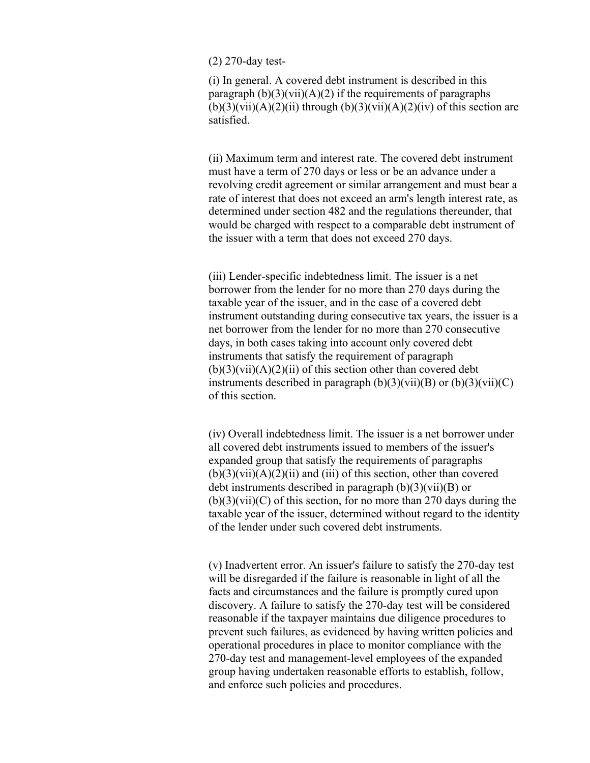(2) 270-day test-

(i) In general. A covered debt instrument is described in this paragraph (b)(3)(vii)(A)(2) if the requirements of paragraphs (b)(3)(vii)(A)(2)(ii) through (b)(3)(vii)(A)(2)(iv) of this section are satisfied.

(ii) Maximum term and interest rate. The covered debt instrument must have a term of 270 days or less or be an advance under a revolving credit agreement or similar arrangement and must bear a rate of interest that does not exceed an arm's length interest rate, as determined under section 482 and the regulations thereunder, that would be charged with respect to a comparable debt instrument of the issuer with a term that does not exceed 270 days.

(iii) Lender-specific indebtedness limit. The issuer is a net borrower from the lender for no more than 270 days during the taxable year of the issuer, and in the case of a covered debt instrument outstanding during consecutive tax years, the issuer is a net borrower from the lender for no more than 270 consecutive days, in both cases taking into account only covered debt instruments that satisfy the requirement of paragraph (b)(3)(vii)(A)(2)(ii) of this section other than covered debt instruments described in paragraph (b)(3)(vii)(B) or (b)(3)(vii)(C) of this section.

(iv) Overall indebtedness limit. The issuer is a net borrower under all covered debt instruments issued to members of the issuer's expanded group that satisfy the requirements of paragraphs (b)(3)(vii)(A)(2)(ii) and (iii) of this section, other than covered debt instruments described in paragraph (b)(3)(vii)(B) or (b)(3)(vii)(C) of this section, for no more than 270 days during the taxable year of the issuer, determined without regard to the identity of the lender under such covered debt instruments.

(v) Inadvertent error. An issuer's failure to satisfy the 270-day test will be disregarded if the failure is reasonable in light of all the facts and circumstances and the failure is promptly cured upon discovery. A failure to satisfy the 270-day test will be considered reasonable if the taxpayer maintains due diligence procedures to prevent such failures, as evidenced by having written policies and operational procedures in place to monitor compliance with the 270-day test and management-level employees of the expanded group having undertaken reasonable efforts to establish, follow, and enforce such policies and procedures.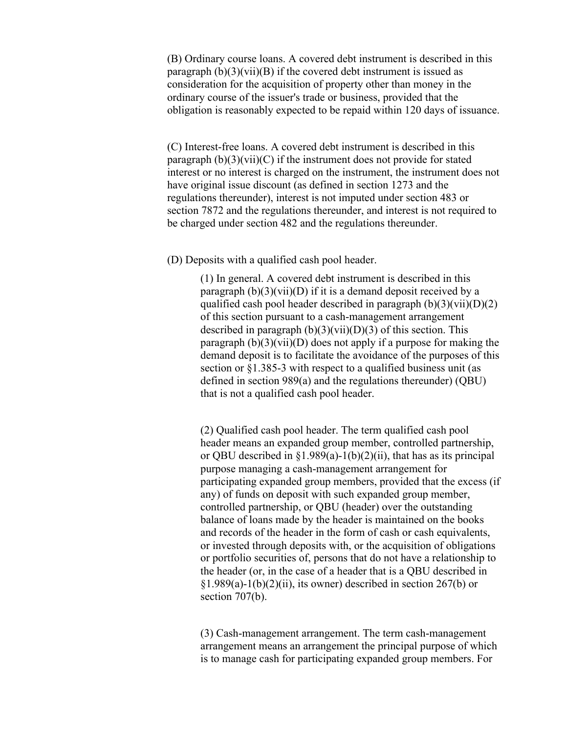(B) Ordinary course loans. A covered debt instrument is described in this paragraph (b)(3)(vii)(B) if the covered debt instrument is issued as consideration for the acquisition of property other than money in the ordinary course of the issuer's trade or business, provided that the obligation is reasonably expected to be repaid within 120 days of issuance.

(C) Interest-free loans. A covered debt instrument is described in this paragraph (b)(3)(vii)(C) if the instrument does not provide for stated interest or no interest is charged on the instrument, the instrument does not have original issue discount (as defined in section 1273 and the regulations thereunder), interest is not imputed under section 483 or section 7872 and the regulations thereunder, and interest is not required to be charged under section 482 and the regulations thereunder.

(D) Deposits with a qualified cash pool header.

> (1) In general. A covered debt instrument is described in this paragraph (b)(3)(vii)(D) if it is a demand deposit received by a qualified cash pool header described in paragraph (b)(3)(vii)(D)(2) of this section pursuant to a cash-management arrangement described in paragraph (b)(3)(vii)(D)(3) of this section. This paragraph (b)(3)(vii)(D) does not apply if a purpose for making the demand deposit is to facilitate the avoidance of the purposes of this section or §1.385-3 with respect to a qualified business unit (as defined in section 989(a) and the regulations thereunder) (QBU) that is not a qualified cash pool header.
>
> (2) Qualified cash pool header. The term qualified cash pool header means an expanded group member, controlled partnership, or QBU described in §1.989(a)-1(b)(2)(ii), that has as its principal purpose managing a cash-management arrangement for participating expanded group members, provided that the excess (if any) of funds on deposit with such expanded group member, controlled partnership, or QBU (header) over the outstanding balance of loans made by the header is maintained on the books and records of the header in the form of cash or cash equivalents, or invested through deposits with, or the acquisition of obligations or portfolio securities of, persons that do not have a relationship to the header (or, in the case of a header that is a QBU described in §1.989(a)-1(b)(2)(ii), its owner) described in section 267(b) or section 707(b).
>
> (3) Cash-management arrangement. The term cash-management arrangement means an arrangement the principal purpose of which is to manage cash for participating expanded group members. For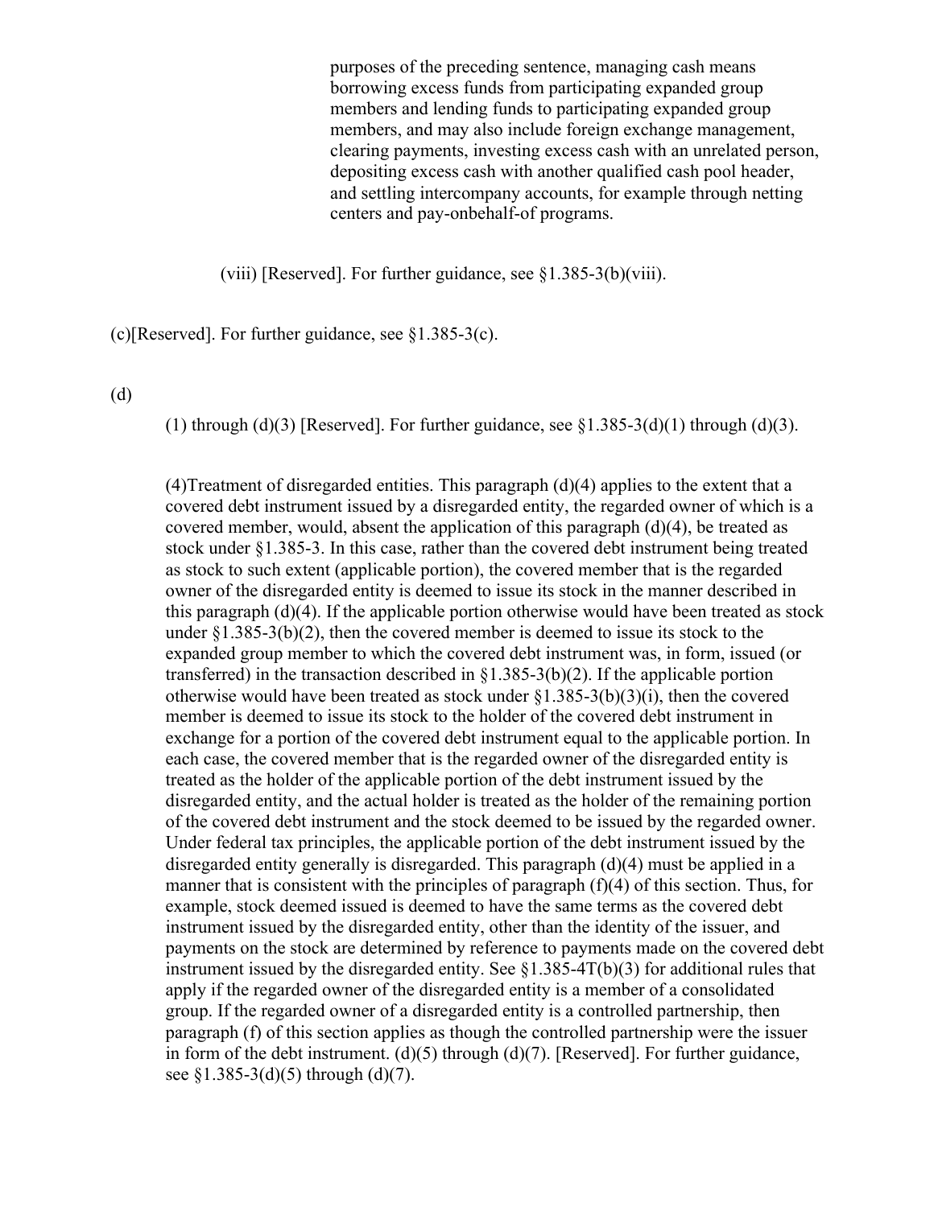purposes of the preceding sentence, managing cash means borrowing excess funds from participating expanded group members and lending funds to participating expanded group members, and may also include foreign exchange management, clearing payments, investing excess cash with an unrelated person, depositing excess cash with another qualified cash pool header, and settling intercompany accounts, for example through netting centers and pay-onbehalf-of programs.

(viii) [Reserved]. For further guidance, see §1.385-3(b)(viii).

(c)[Reserved]. For further guidance, see §1.385-3(c).

(d)

(1) through (d)(3) [Reserved]. For further guidance, see §1.385-3(d)(1) through (d)(3).

(4)Treatment of disregarded entities. This paragraph (d)(4) applies to the extent that a covered debt instrument issued by a disregarded entity, the regarded owner of which is a covered member, would, absent the application of this paragraph (d)(4), be treated as stock under §1.385-3. In this case, rather than the covered debt instrument being treated as stock to such extent (applicable portion), the covered member that is the regarded owner of the disregarded entity is deemed to issue its stock in the manner described in this paragraph (d)(4). If the applicable portion otherwise would have been treated as stock under §1.385-3(b)(2), then the covered member is deemed to issue its stock to the expanded group member to which the covered debt instrument was, in form, issued (or transferred) in the transaction described in §1.385-3(b)(2). If the applicable portion otherwise would have been treated as stock under §1.385-3(b)(3)(i), then the covered member is deemed to issue its stock to the holder of the covered debt instrument in exchange for a portion of the covered debt instrument equal to the applicable portion. In each case, the covered member that is the regarded owner of the disregarded entity is treated as the holder of the applicable portion of the debt instrument issued by the disregarded entity, and the actual holder is treated as the holder of the remaining portion of the covered debt instrument and the stock deemed to be issued by the regarded owner. Under federal tax principles, the applicable portion of the debt instrument issued by the disregarded entity generally is disregarded. This paragraph (d)(4) must be applied in a manner that is consistent with the principles of paragraph (f)(4) of this section. Thus, for example, stock deemed issued is deemed to have the same terms as the covered debt instrument issued by the disregarded entity, other than the identity of the issuer, and payments on the stock are determined by reference to payments made on the covered debt instrument issued by the disregarded entity. See §1.385-4T(b)(3) for additional rules that apply if the regarded owner of the disregarded entity is a member of a consolidated group. If the regarded owner of a disregarded entity is a controlled partnership, then paragraph (f) of this section applies as though the controlled partnership were the issuer in form of the debt instrument. (d)(5) through (d)(7). [Reserved]. For further guidance, see §1.385-3(d)(5) through (d)(7).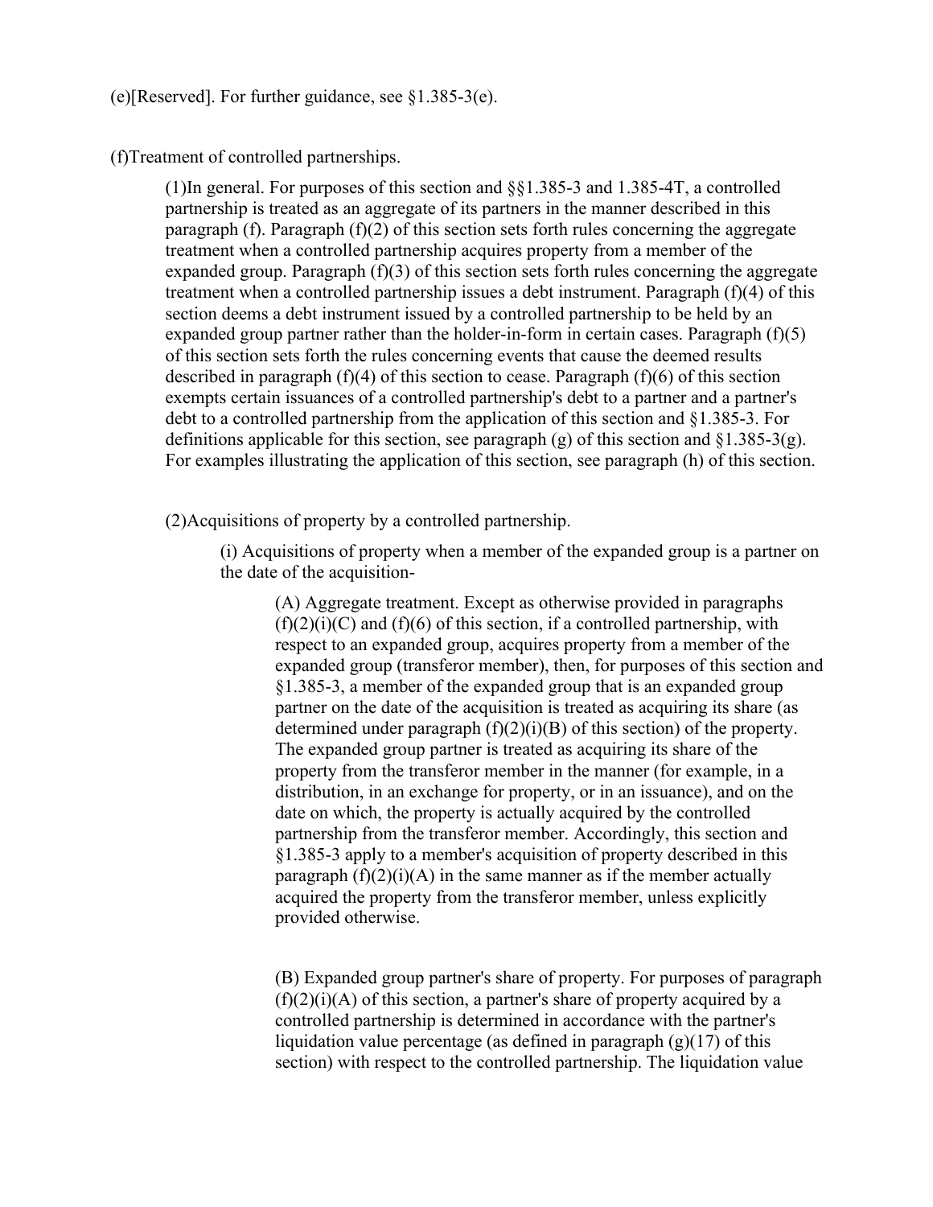(e)[Reserved]. For further guidance, see §1.385-3(e).

(f)Treatment of controlled partnerships.

(1)In general. For purposes of this section and §§1.385-3 and 1.385-4T, a controlled partnership is treated as an aggregate of its partners in the manner described in this paragraph (f). Paragraph (f)(2) of this section sets forth rules concerning the aggregate treatment when a controlled partnership acquires property from a member of the expanded group. Paragraph (f)(3) of this section sets forth rules concerning the aggregate treatment when a controlled partnership issues a debt instrument. Paragraph (f)(4) of this section deems a debt instrument issued by a controlled partnership to be held by an expanded group partner rather than the holder-in-form in certain cases. Paragraph (f)(5) of this section sets forth the rules concerning events that cause the deemed results described in paragraph (f)(4) of this section to cease. Paragraph (f)(6) of this section exempts certain issuances of a controlled partnership's debt to a partner and a partner's debt to a controlled partnership from the application of this section and §1.385-3. For definitions applicable for this section, see paragraph (g) of this section and §1.385-3(g). For examples illustrating the application of this section, see paragraph (h) of this section.

(2)Acquisitions of property by a controlled partnership.

(i) Acquisitions of property when a member of the expanded group is a partner on the date of the acquisition-

(A) Aggregate treatment. Except as otherwise provided in paragraphs (f)(2)(i)(C) and (f)(6) of this section, if a controlled partnership, with respect to an expanded group, acquires property from a member of the expanded group (transferor member), then, for purposes of this section and §1.385-3, a member of the expanded group that is an expanded group partner on the date of the acquisition is treated as acquiring its share (as determined under paragraph (f)(2)(i)(B) of this section) of the property. The expanded group partner is treated as acquiring its share of the property from the transferor member in the manner (for example, in a distribution, in an exchange for property, or in an issuance), and on the date on which, the property is actually acquired by the controlled partnership from the transferor member. Accordingly, this section and §1.385-3 apply to a member's acquisition of property described in this paragraph (f)(2)(i)(A) in the same manner as if the member actually acquired the property from the transferor member, unless explicitly provided otherwise.

(B) Expanded group partner's share of property. For purposes of paragraph (f)(2)(i)(A) of this section, a partner's share of property acquired by a controlled partnership is determined in accordance with the partner's liquidation value percentage (as defined in paragraph (g)(17) of this section) with respect to the controlled partnership. The liquidation value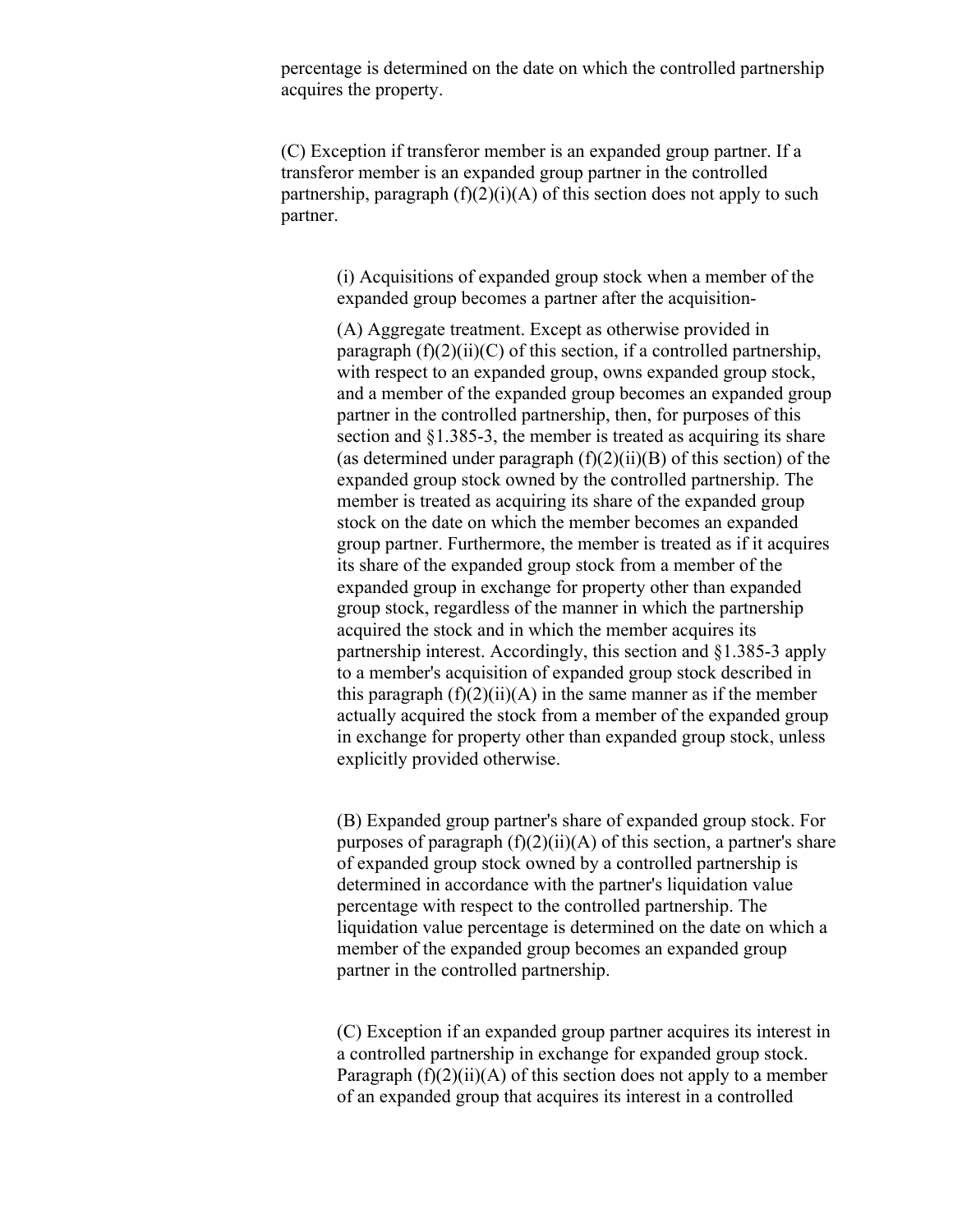percentage is determined on the date on which the controlled partnership acquires the property.

(C) Exception if transferor member is an expanded group partner. If a transferor member is an expanded group partner in the controlled partnership, paragraph (f)(2)(i)(A) of this section does not apply to such partner.

(i) Acquisitions of expanded group stock when a member of the expanded group becomes a partner after the acquisition-

(A) Aggregate treatment. Except as otherwise provided in paragraph (f)(2)(ii)(C) of this section, if a controlled partnership, with respect to an expanded group, owns expanded group stock, and a member of the expanded group becomes an expanded group partner in the controlled partnership, then, for purposes of this section and §1.385-3, the member is treated as acquiring its share (as determined under paragraph (f)(2)(ii)(B) of this section) of the expanded group stock owned by the controlled partnership. The member is treated as acquiring its share of the expanded group stock on the date on which the member becomes an expanded group partner. Furthermore, the member is treated as if it acquires its share of the expanded group stock from a member of the expanded group in exchange for property other than expanded group stock, regardless of the manner in which the partnership acquired the stock and in which the member acquires its partnership interest. Accordingly, this section and §1.385-3 apply to a member's acquisition of expanded group stock described in this paragraph (f)(2)(ii)(A) in the same manner as if the member actually acquired the stock from a member of the expanded group in exchange for property other than expanded group stock, unless explicitly provided otherwise.

(B) Expanded group partner's share of expanded group stock. For purposes of paragraph (f)(2)(ii)(A) of this section, a partner's share of expanded group stock owned by a controlled partnership is determined in accordance with the partner's liquidation value percentage with respect to the controlled partnership. The liquidation value percentage is determined on the date on which a member of the expanded group becomes an expanded group partner in the controlled partnership.

(C) Exception if an expanded group partner acquires its interest in a controlled partnership in exchange for expanded group stock. Paragraph (f)(2)(ii)(A) of this section does not apply to a member of an expanded group that acquires its interest in a controlled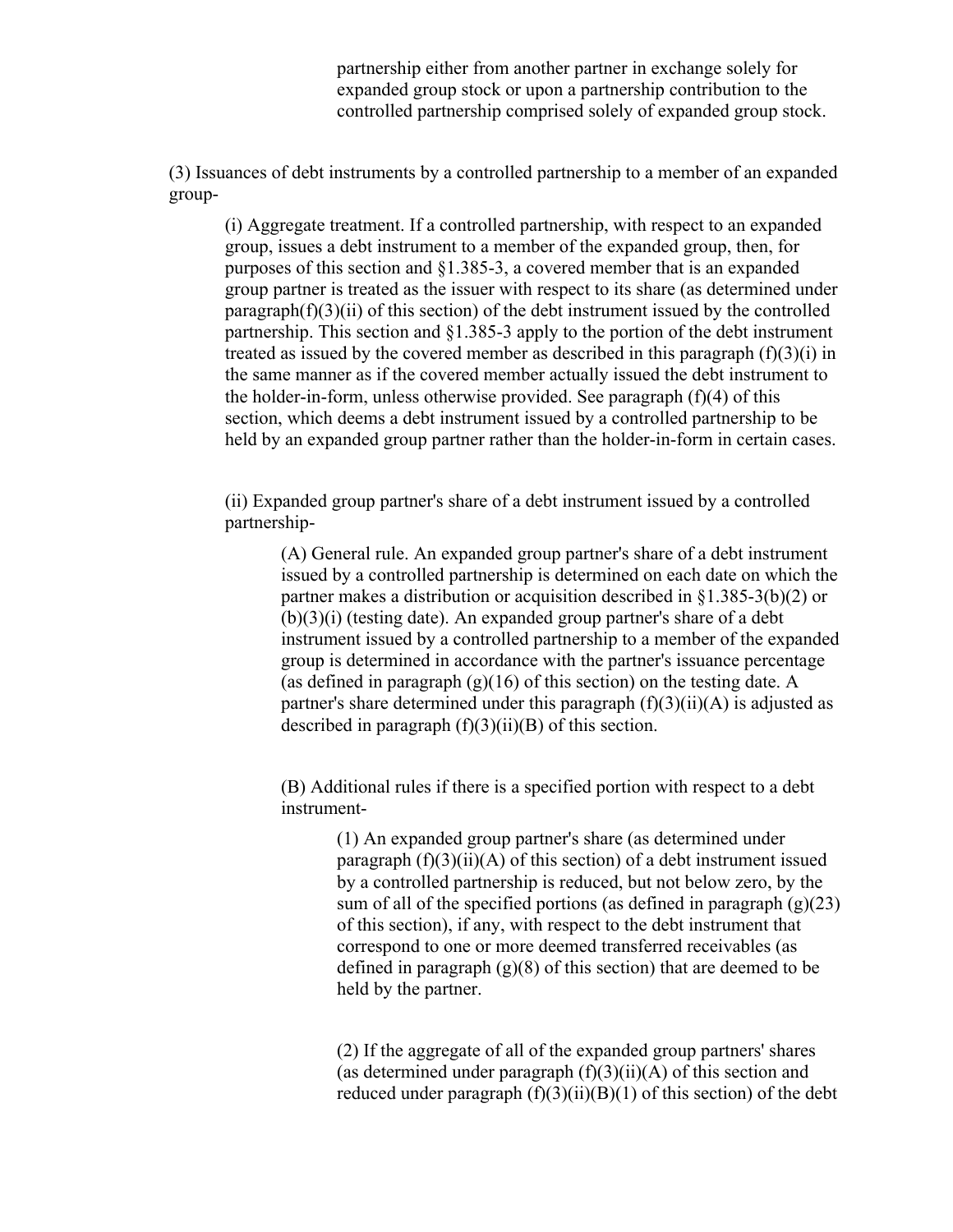partnership either from another partner in exchange solely for expanded group stock or upon a partnership contribution to the controlled partnership comprised solely of expanded group stock.

(3) Issuances of debt instruments by a controlled partnership to a member of an expanded group-

(i) Aggregate treatment. If a controlled partnership, with respect to an expanded group, issues a debt instrument to a member of the expanded group, then, for purposes of this section and §1.385-3, a covered member that is an expanded group partner is treated as the issuer with respect to its share (as determined under paragraph(f)(3)(ii) of this section) of the debt instrument issued by the controlled partnership. This section and §1.385-3 apply to the portion of the debt instrument treated as issued by the covered member as described in this paragraph (f)(3)(i) in the same manner as if the covered member actually issued the debt instrument to the holder-in-form, unless otherwise provided. See paragraph (f)(4) of this section, which deems a debt instrument issued by a controlled partnership to be held by an expanded group partner rather than the holder-in-form in certain cases.

(ii) Expanded group partner's share of a debt instrument issued by a controlled partnership-

(A) General rule. An expanded group partner's share of a debt instrument issued by a controlled partnership is determined on each date on which the partner makes a distribution or acquisition described in §1.385-3(b)(2) or (b)(3)(i) (testing date). An expanded group partner's share of a debt instrument issued by a controlled partnership to a member of the expanded group is determined in accordance with the partner's issuance percentage (as defined in paragraph (g)(16) of this section) on the testing date. A partner's share determined under this paragraph (f)(3)(ii)(A) is adjusted as described in paragraph (f)(3)(ii)(B) of this section.

(B) Additional rules if there is a specified portion with respect to a debt instrument-

(1) An expanded group partner's share (as determined under paragraph (f)(3)(ii)(A) of this section) of a debt instrument issued by a controlled partnership is reduced, but not below zero, by the sum of all of the specified portions (as defined in paragraph (g)(23) of this section), if any, with respect to the debt instrument that correspond to one or more deemed transferred receivables (as defined in paragraph (g)(8) of this section) that are deemed to be held by the partner.

(2) If the aggregate of all of the expanded group partners' shares (as determined under paragraph (f)(3)(ii)(A) of this section and reduced under paragraph (f)(3)(ii)(B)(1) of this section) of the debt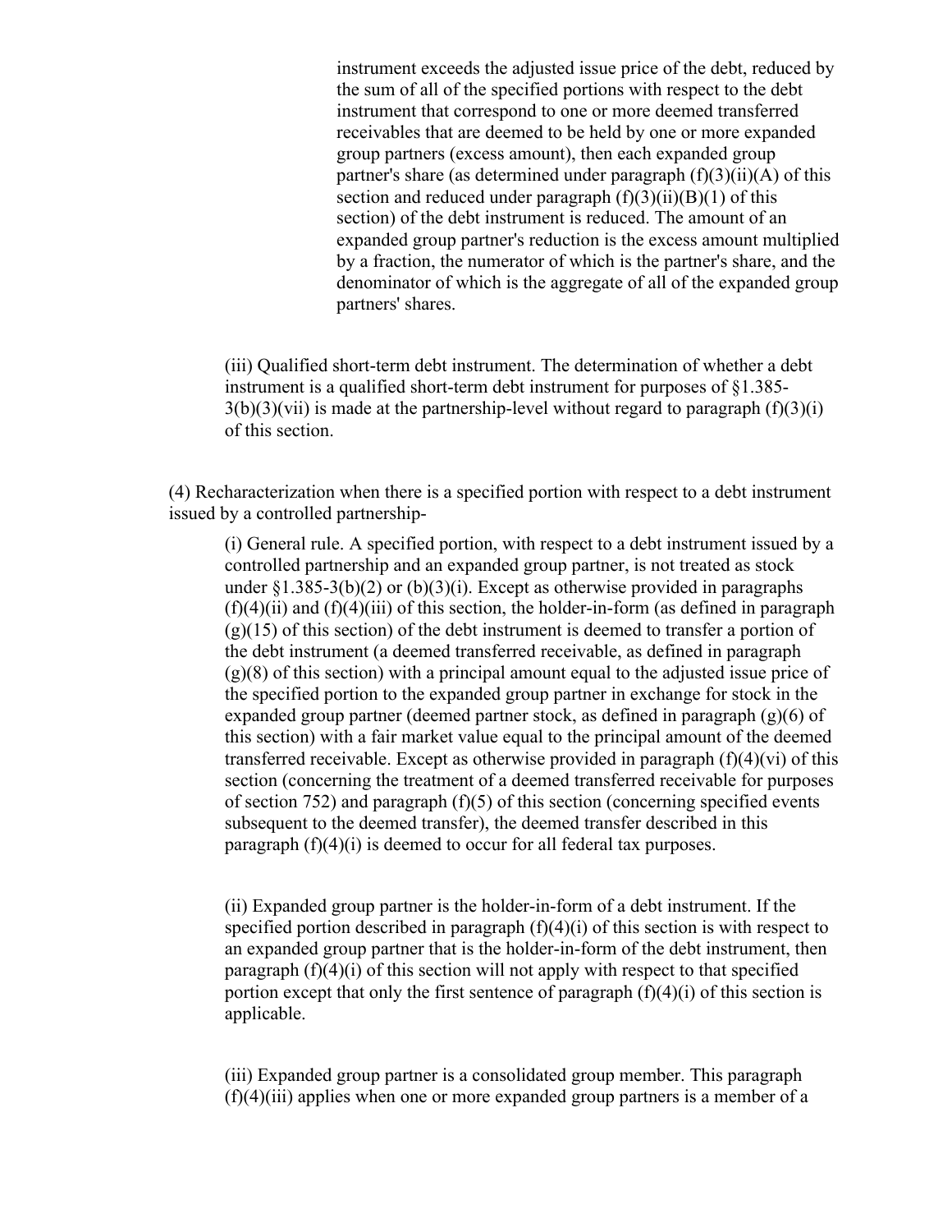instrument exceeds the adjusted issue price of the debt, reduced by the sum of all of the specified portions with respect to the debt instrument that correspond to one or more deemed transferred receivables that are deemed to be held by one or more expanded group partners (excess amount), then each expanded group partner's share (as determined under paragraph (f)(3)(ii)(A) of this section and reduced under paragraph (f)(3)(ii)(B)(1) of this section) of the debt instrument is reduced. The amount of an expanded group partner's reduction is the excess amount multiplied by a fraction, the numerator of which is the partner's share, and the denominator of which is the aggregate of all of the expanded group partners' shares.

(iii) Qualified short-term debt instrument. The determination of whether a debt instrument is a qualified short-term debt instrument for purposes of §1.385-3(b)(3)(vii) is made at the partnership-level without regard to paragraph (f)(3)(i) of this section.

(4) Recharacterization when there is a specified portion with respect to a debt instrument issued by a controlled partnership-

(i) General rule. A specified portion, with respect to a debt instrument issued by a controlled partnership and an expanded group partner, is not treated as stock under §1.385-3(b)(2) or (b)(3)(i). Except as otherwise provided in paragraphs (f)(4)(ii) and (f)(4)(iii) of this section, the holder-in-form (as defined in paragraph (g)(15) of this section) of the debt instrument is deemed to transfer a portion of the debt instrument (a deemed transferred receivable, as defined in paragraph (g)(8) of this section) with a principal amount equal to the adjusted issue price of the specified portion to the expanded group partner in exchange for stock in the expanded group partner (deemed partner stock, as defined in paragraph (g)(6) of this section) with a fair market value equal to the principal amount of the deemed transferred receivable. Except as otherwise provided in paragraph (f)(4)(vi) of this section (concerning the treatment of a deemed transferred receivable for purposes of section 752) and paragraph (f)(5) of this section (concerning specified events subsequent to the deemed transfer), the deemed transfer described in this paragraph (f)(4)(i) is deemed to occur for all federal tax purposes.

(ii) Expanded group partner is the holder-in-form of a debt instrument. If the specified portion described in paragraph (f)(4)(i) of this section is with respect to an expanded group partner that is the holder-in-form of the debt instrument, then paragraph (f)(4)(i) of this section will not apply with respect to that specified portion except that only the first sentence of paragraph (f)(4)(i) of this section is applicable.

(iii) Expanded group partner is a consolidated group member. This paragraph (f)(4)(iii) applies when one or more expanded group partners is a member of a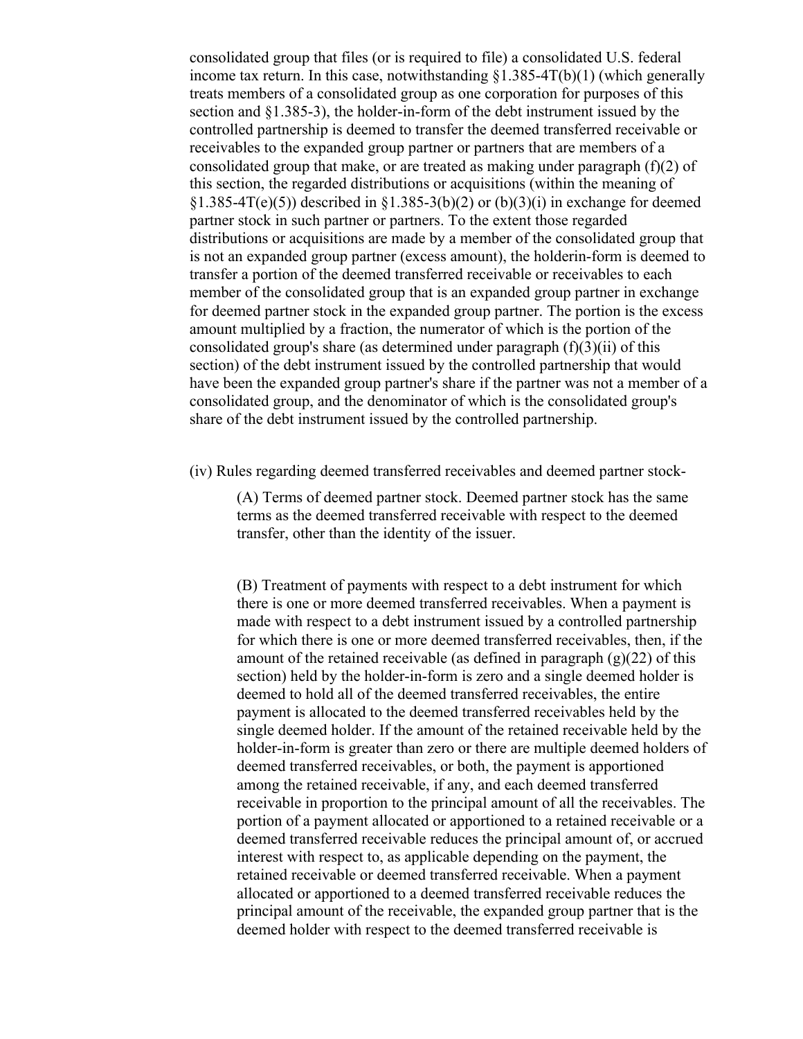consolidated group that files (or is required to file) a consolidated U.S. federal income tax return. In this case, notwithstanding §1.385-4T(b)(1) (which generally treats members of a consolidated group as one corporation for purposes of this section and §1.385-3), the holder-in-form of the debt instrument issued by the controlled partnership is deemed to transfer the deemed transferred receivable or receivables to the expanded group partner or partners that are members of a consolidated group that make, or are treated as making under paragraph (f)(2) of this section, the regarded distributions or acquisitions (within the meaning of §1.385-4T(e)(5)) described in §1.385-3(b)(2) or (b)(3)(i) in exchange for deemed partner stock in such partner or partners. To the extent those regarded distributions or acquisitions are made by a member of the consolidated group that is not an expanded group partner (excess amount), the holderin-form is deemed to transfer a portion of the deemed transferred receivable or receivables to each member of the consolidated group that is an expanded group partner in exchange for deemed partner stock in the expanded group partner. The portion is the excess amount multiplied by a fraction, the numerator of which is the portion of the consolidated group's share (as determined under paragraph (f)(3)(ii) of this section) of the debt instrument issued by the controlled partnership that would have been the expanded group partner's share if the partner was not a member of a consolidated group, and the denominator of which is the consolidated group's share of the debt instrument issued by the controlled partnership.

(iv) Rules regarding deemed transferred receivables and deemed partner stock-

(A) Terms of deemed partner stock. Deemed partner stock has the same terms as the deemed transferred receivable with respect to the deemed transfer, other than the identity of the issuer.

(B) Treatment of payments with respect to a debt instrument for which there is one or more deemed transferred receivables. When a payment is made with respect to a debt instrument issued by a controlled partnership for which there is one or more deemed transferred receivables, then, if the amount of the retained receivable (as defined in paragraph (g)(22) of this section) held by the holder-in-form is zero and a single deemed holder is deemed to hold all of the deemed transferred receivables, the entire payment is allocated to the deemed transferred receivables held by the single deemed holder. If the amount of the retained receivable held by the holder-in-form is greater than zero or there are multiple deemed holders of deemed transferred receivables, or both, the payment is apportioned among the retained receivable, if any, and each deemed transferred receivable in proportion to the principal amount of all the receivables. The portion of a payment allocated or apportioned to a retained receivable or a deemed transferred receivable reduces the principal amount of, or accrued interest with respect to, as applicable depending on the payment, the retained receivable or deemed transferred receivable. When a payment allocated or apportioned to a deemed transferred receivable reduces the principal amount of the receivable, the expanded group partner that is the deemed holder with respect to the deemed transferred receivable is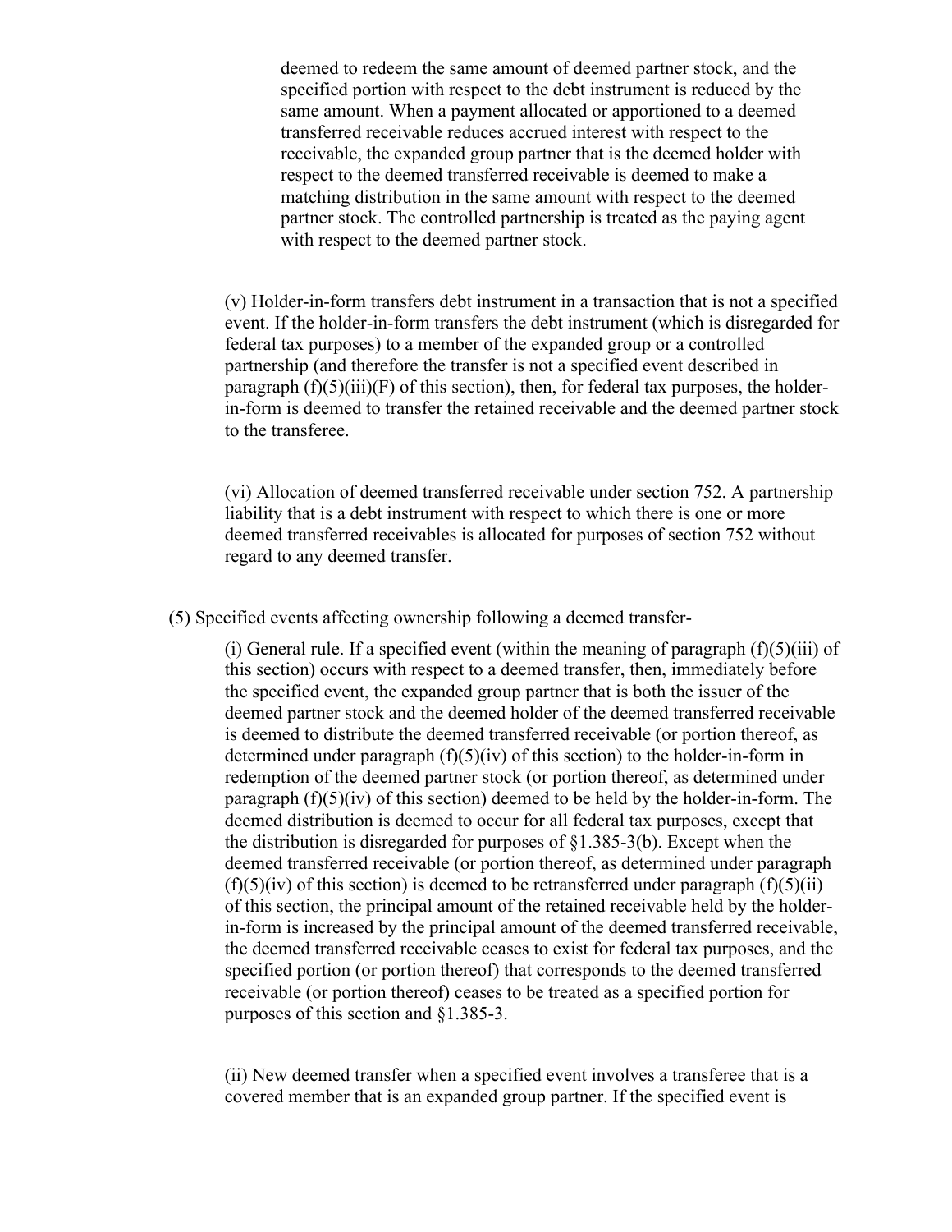deemed to redeem the same amount of deemed partner stock, and the specified portion with respect to the debt instrument is reduced by the same amount. When a payment allocated or apportioned to a deemed transferred receivable reduces accrued interest with respect to the receivable, the expanded group partner that is the deemed holder with respect to the deemed transferred receivable is deemed to make a matching distribution in the same amount with respect to the deemed partner stock. The controlled partnership is treated as the paying agent with respect to the deemed partner stock.

(v) Holder-in-form transfers debt instrument in a transaction that is not a specified event. If the holder-in-form transfers the debt instrument (which is disregarded for federal tax purposes) to a member of the expanded group or a controlled partnership (and therefore the transfer is not a specified event described in paragraph (f)(5)(iii)(F) of this section), then, for federal tax purposes, the holder-in-form is deemed to transfer the retained receivable and the deemed partner stock to the transferee.

(vi) Allocation of deemed transferred receivable under section 752. A partnership liability that is a debt instrument with respect to which there is one or more deemed transferred receivables is allocated for purposes of section 752 without regard to any deemed transfer.

(5) Specified events affecting ownership following a deemed transfer-

(i) General rule. If a specified event (within the meaning of paragraph (f)(5)(iii) of this section) occurs with respect to a deemed transfer, then, immediately before the specified event, the expanded group partner that is both the issuer of the deemed partner stock and the deemed holder of the deemed transferred receivable is deemed to distribute the deemed transferred receivable (or portion thereof, as determined under paragraph (f)(5)(iv) of this section) to the holder-in-form in redemption of the deemed partner stock (or portion thereof, as determined under paragraph (f)(5)(iv) of this section) deemed to be held by the holder-in-form. The deemed distribution is deemed to occur for all federal tax purposes, except that the distribution is disregarded for purposes of §1.385-3(b). Except when the deemed transferred receivable (or portion thereof, as determined under paragraph (f)(5)(iv) of this section) is deemed to be retransferred under paragraph (f)(5)(ii) of this section, the principal amount of the retained receivable held by the holder-in-form is increased by the principal amount of the deemed transferred receivable, the deemed transferred receivable ceases to exist for federal tax purposes, and the specified portion (or portion thereof) that corresponds to the deemed transferred receivable (or portion thereof) ceases to be treated as a specified portion for purposes of this section and §1.385-3.

(ii) New deemed transfer when a specified event involves a transferee that is a covered member that is an expanded group partner. If the specified event is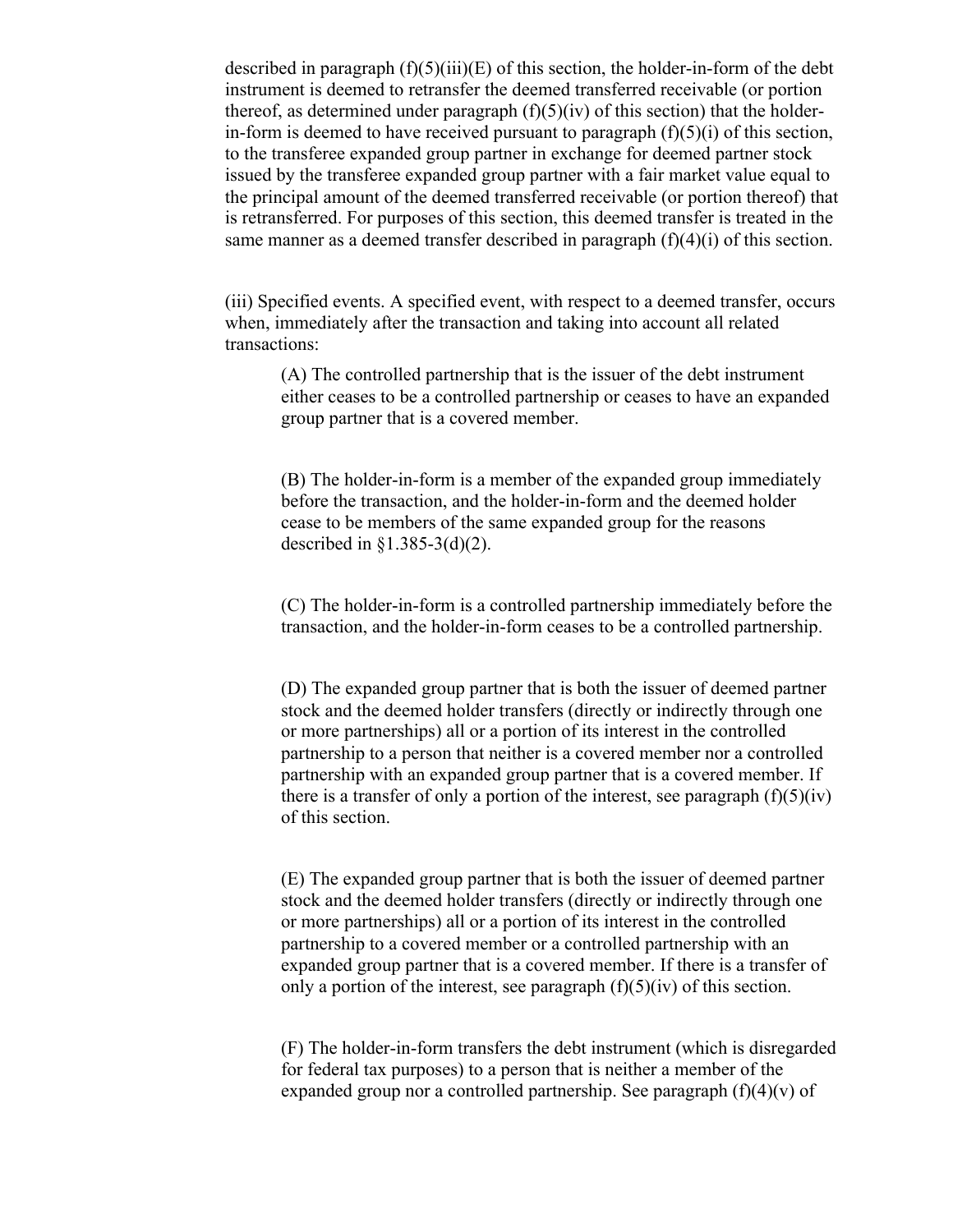described in paragraph (f)(5)(iii)(E) of this section, the holder-in-form of the debt instrument is deemed to retransfer the deemed transferred receivable (or portion thereof, as determined under paragraph (f)(5)(iv) of this section) that the holder-in-form is deemed to have received pursuant to paragraph (f)(5)(i) of this section, to the transferee expanded group partner in exchange for deemed partner stock issued by the transferee expanded group partner with a fair market value equal to the principal amount of the deemed transferred receivable (or portion thereof) that is retransferred. For purposes of this section, this deemed transfer is treated in the same manner as a deemed transfer described in paragraph (f)(4)(i) of this section.

(iii) Specified events. A specified event, with respect to a deemed transfer, occurs when, immediately after the transaction and taking into account all related transactions:

(A) The controlled partnership that is the issuer of the debt instrument either ceases to be a controlled partnership or ceases to have an expanded group partner that is a covered member.

(B) The holder-in-form is a member of the expanded group immediately before the transaction, and the holder-in-form and the deemed holder cease to be members of the same expanded group for the reasons described in §1.385-3(d)(2).

(C) The holder-in-form is a controlled partnership immediately before the transaction, and the holder-in-form ceases to be a controlled partnership.

(D) The expanded group partner that is both the issuer of deemed partner stock and the deemed holder transfers (directly or indirectly through one or more partnerships) all or a portion of its interest in the controlled partnership to a person that neither is a covered member nor a controlled partnership with an expanded group partner that is a covered member. If there is a transfer of only a portion of the interest, see paragraph (f)(5)(iv) of this section.

(E) The expanded group partner that is both the issuer of deemed partner stock and the deemed holder transfers (directly or indirectly through one or more partnerships) all or a portion of its interest in the controlled partnership to a covered member or a controlled partnership with an expanded group partner that is a covered member. If there is a transfer of only a portion of the interest, see paragraph (f)(5)(iv) of this section.

(F) The holder-in-form transfers the debt instrument (which is disregarded for federal tax purposes) to a person that is neither a member of the expanded group nor a controlled partnership. See paragraph (f)(4)(v) of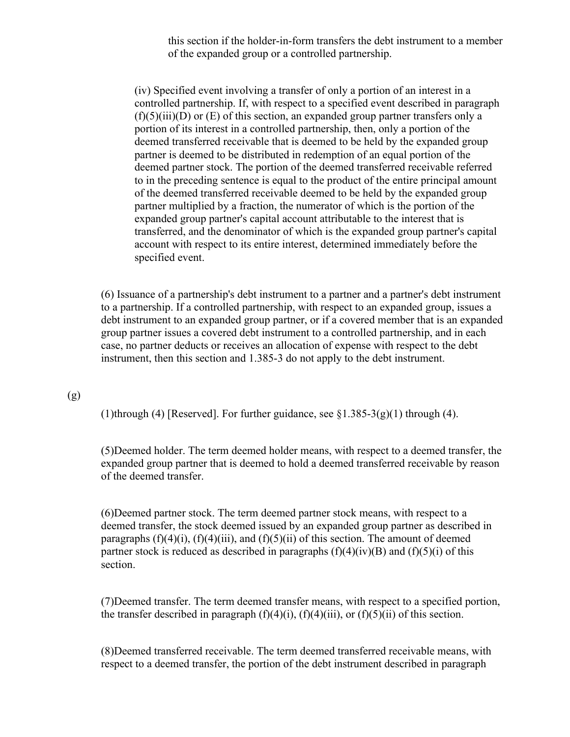this section if the holder-in-form transfers the debt instrument to a member of the expanded group or a controlled partnership.

(iv) Specified event involving a transfer of only a portion of an interest in a controlled partnership. If, with respect to a specified event described in paragraph (f)(5)(iii)(D) or (E) of this section, an expanded group partner transfers only a portion of its interest in a controlled partnership, then, only a portion of the deemed transferred receivable that is deemed to be held by the expanded group partner is deemed to be distributed in redemption of an equal portion of the deemed partner stock. The portion of the deemed transferred receivable referred to in the preceding sentence is equal to the product of the entire principal amount of the deemed transferred receivable deemed to be held by the expanded group partner multiplied by a fraction, the numerator of which is the portion of the expanded group partner's capital account attributable to the interest that is transferred, and the denominator of which is the expanded group partner's capital account with respect to its entire interest, determined immediately before the specified event.

(6) Issuance of a partnership's debt instrument to a partner and a partner's debt instrument to a partnership. If a controlled partnership, with respect to an expanded group, issues a debt instrument to an expanded group partner, or if a covered member that is an expanded group partner issues a covered debt instrument to a controlled partnership, and in each case, no partner deducts or receives an allocation of expense with respect to the debt instrument, then this section and 1.385-3 do not apply to the debt instrument.

(g)

(1)through (4) [Reserved]. For further guidance, see §1.385-3(g)(1) through (4).

(5)Deemed holder. The term deemed holder means, with respect to a deemed transfer, the expanded group partner that is deemed to hold a deemed transferred receivable by reason of the deemed transfer.

(6)Deemed partner stock. The term deemed partner stock means, with respect to a deemed transfer, the stock deemed issued by an expanded group partner as described in paragraphs (f)(4)(i), (f)(4)(iii), and (f)(5)(ii) of this section. The amount of deemed partner stock is reduced as described in paragraphs (f)(4)(iv)(B) and (f)(5)(i) of this section.

(7)Deemed transfer. The term deemed transfer means, with respect to a specified portion, the transfer described in paragraph (f)(4)(i), (f)(4)(iii), or (f)(5)(ii) of this section.

(8)Deemed transferred receivable. The term deemed transferred receivable means, with respect to a deemed transfer, the portion of the debt instrument described in paragraph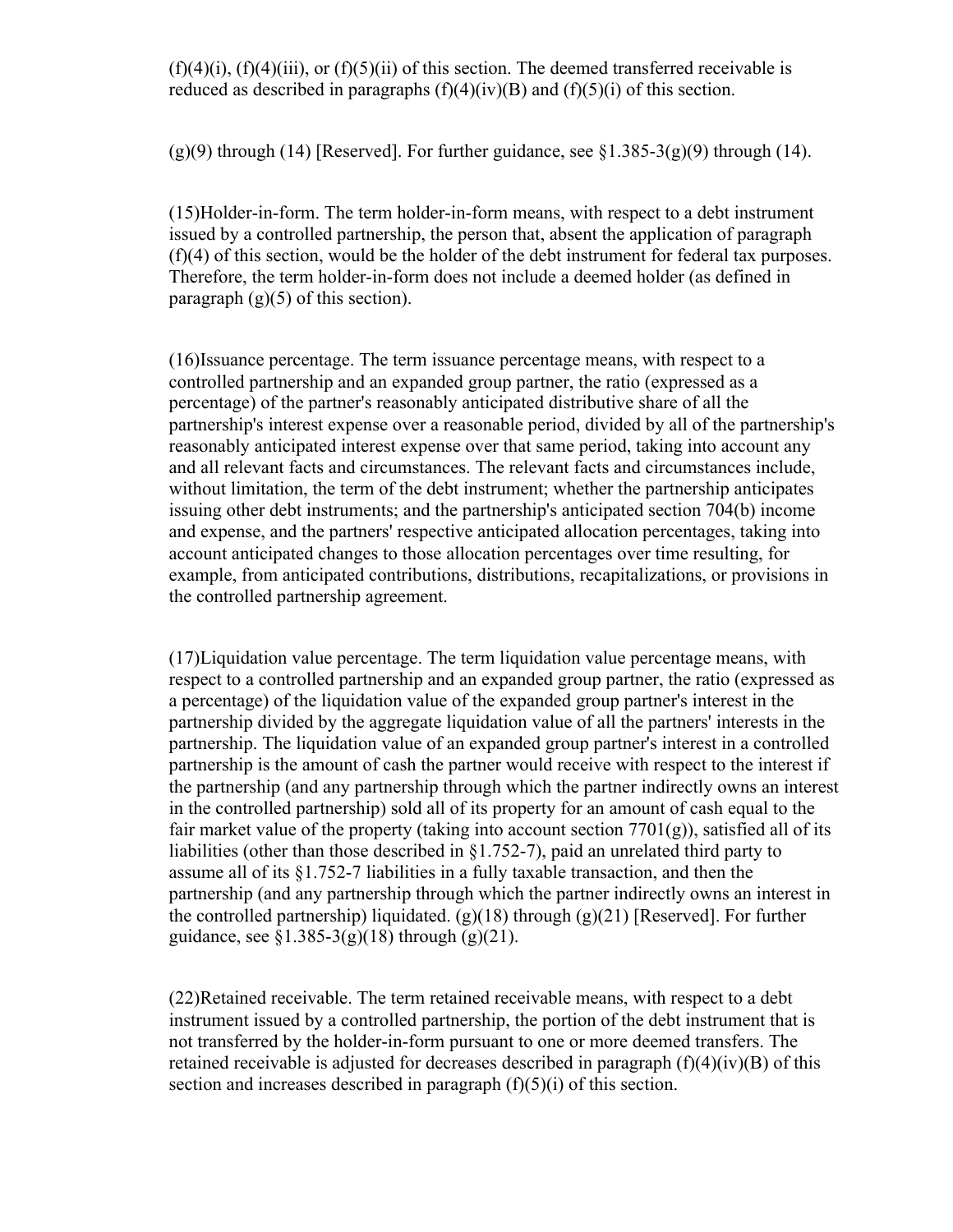(f)(4)(i), (f)(4)(iii), or (f)(5)(ii) of this section. The deemed transferred receivable is reduced as described in paragraphs (f)(4)(iv)(B) and (f)(5)(i) of this section.

(g)(9) through (14) [Reserved]. For further guidance, see §1.385-3(g)(9) through (14).

(15)Holder-in-form. The term holder-in-form means, with respect to a debt instrument issued by a controlled partnership, the person that, absent the application of paragraph (f)(4) of this section, would be the holder of the debt instrument for federal tax purposes. Therefore, the term holder-in-form does not include a deemed holder (as defined in paragraph (g)(5) of this section).

(16)Issuance percentage. The term issuance percentage means, with respect to a controlled partnership and an expanded group partner, the ratio (expressed as a percentage) of the partner's reasonably anticipated distributive share of all the partnership's interest expense over a reasonable period, divided by all of the partnership's reasonably anticipated interest expense over that same period, taking into account any and all relevant facts and circumstances. The relevant facts and circumstances include, without limitation, the term of the debt instrument; whether the partnership anticipates issuing other debt instruments; and the partnership's anticipated section 704(b) income and expense, and the partners' respective anticipated allocation percentages, taking into account anticipated changes to those allocation percentages over time resulting, for example, from anticipated contributions, distributions, recapitalizations, or provisions in the controlled partnership agreement.

(17)Liquidation value percentage. The term liquidation value percentage means, with respect to a controlled partnership and an expanded group partner, the ratio (expressed as a percentage) of the liquidation value of the expanded group partner's interest in the partnership divided by the aggregate liquidation value of all the partners' interests in the partnership. The liquidation value of an expanded group partner's interest in a controlled partnership is the amount of cash the partner would receive with respect to the interest if the partnership (and any partnership through which the partner indirectly owns an interest in the controlled partnership) sold all of its property for an amount of cash equal to the fair market value of the property (taking into account section 7701(g)), satisfied all of its liabilities (other than those described in §1.752-7), paid an unrelated third party to assume all of its §1.752-7 liabilities in a fully taxable transaction, and then the partnership (and any partnership through which the partner indirectly owns an interest in the controlled partnership) liquidated. (g)(18) through (g)(21) [Reserved]. For further guidance, see §1.385-3(g)(18) through (g)(21).

(22)Retained receivable. The term retained receivable means, with respect to a debt instrument issued by a controlled partnership, the portion of the debt instrument that is not transferred by the holder-in-form pursuant to one or more deemed transfers. The retained receivable is adjusted for decreases described in paragraph (f)(4)(iv)(B) of this section and increases described in paragraph (f)(5)(i) of this section.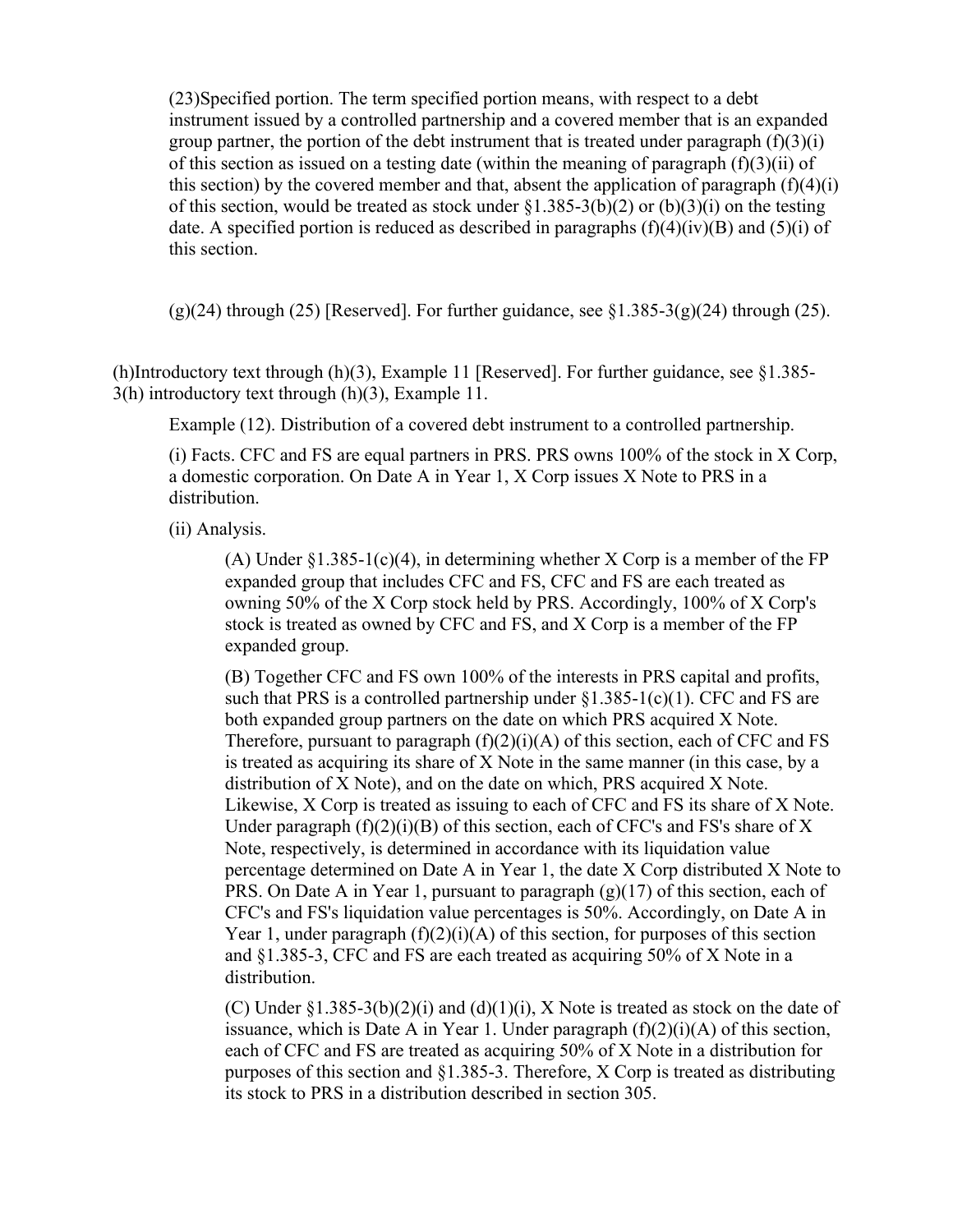(23)Specified portion. The term specified portion means, with respect to a debt instrument issued by a controlled partnership and a covered member that is an expanded group partner, the portion of the debt instrument that is treated under paragraph (f)(3)(i) of this section as issued on a testing date (within the meaning of paragraph (f)(3)(ii) of this section) by the covered member and that, absent the application of paragraph (f)(4)(i) of this section, would be treated as stock under §1.385-3(b)(2) or (b)(3)(i) on the testing date. A specified portion is reduced as described in paragraphs (f)(4)(iv)(B) and (5)(i) of this section.

(g)(24) through (25) [Reserved]. For further guidance, see §1.385-3(g)(24) through (25).

(h)Introductory text through (h)(3), Example 11 [Reserved]. For further guidance, see §1.385-3(h) introductory text through (h)(3), Example 11.

Example (12). Distribution of a covered debt instrument to a controlled partnership.

(i) Facts. CFC and FS are equal partners in PRS. PRS owns 100% of the stock in X Corp, a domestic corporation. On Date A in Year 1, X Corp issues X Note to PRS in a distribution.

(ii) Analysis.

(A) Under §1.385-1(c)(4), in determining whether X Corp is a member of the FP expanded group that includes CFC and FS, CFC and FS are each treated as owning 50% of the X Corp stock held by PRS. Accordingly, 100% of X Corp's stock is treated as owned by CFC and FS, and X Corp is a member of the FP expanded group.

(B) Together CFC and FS own 100% of the interests in PRS capital and profits, such that PRS is a controlled partnership under §1.385-1(c)(1). CFC and FS are both expanded group partners on the date on which PRS acquired X Note. Therefore, pursuant to paragraph (f)(2)(i)(A) of this section, each of CFC and FS is treated as acquiring its share of X Note in the same manner (in this case, by a distribution of X Note), and on the date on which, PRS acquired X Note. Likewise, X Corp is treated as issuing to each of CFC and FS its share of X Note. Under paragraph (f)(2)(i)(B) of this section, each of CFC's and FS's share of X Note, respectively, is determined in accordance with its liquidation value percentage determined on Date A in Year 1, the date X Corp distributed X Note to PRS. On Date A in Year 1, pursuant to paragraph (g)(17) of this section, each of CFC's and FS's liquidation value percentages is 50%. Accordingly, on Date A in Year 1, under paragraph (f)(2)(i)(A) of this section, for purposes of this section and §1.385-3, CFC and FS are each treated as acquiring 50% of X Note in a distribution.

(C) Under §1.385-3(b)(2)(i) and (d)(1)(i), X Note is treated as stock on the date of issuance, which is Date A in Year 1. Under paragraph (f)(2)(i)(A) of this section, each of CFC and FS are treated as acquiring 50% of X Note in a distribution for purposes of this section and §1.385-3. Therefore, X Corp is treated as distributing its stock to PRS in a distribution described in section 305.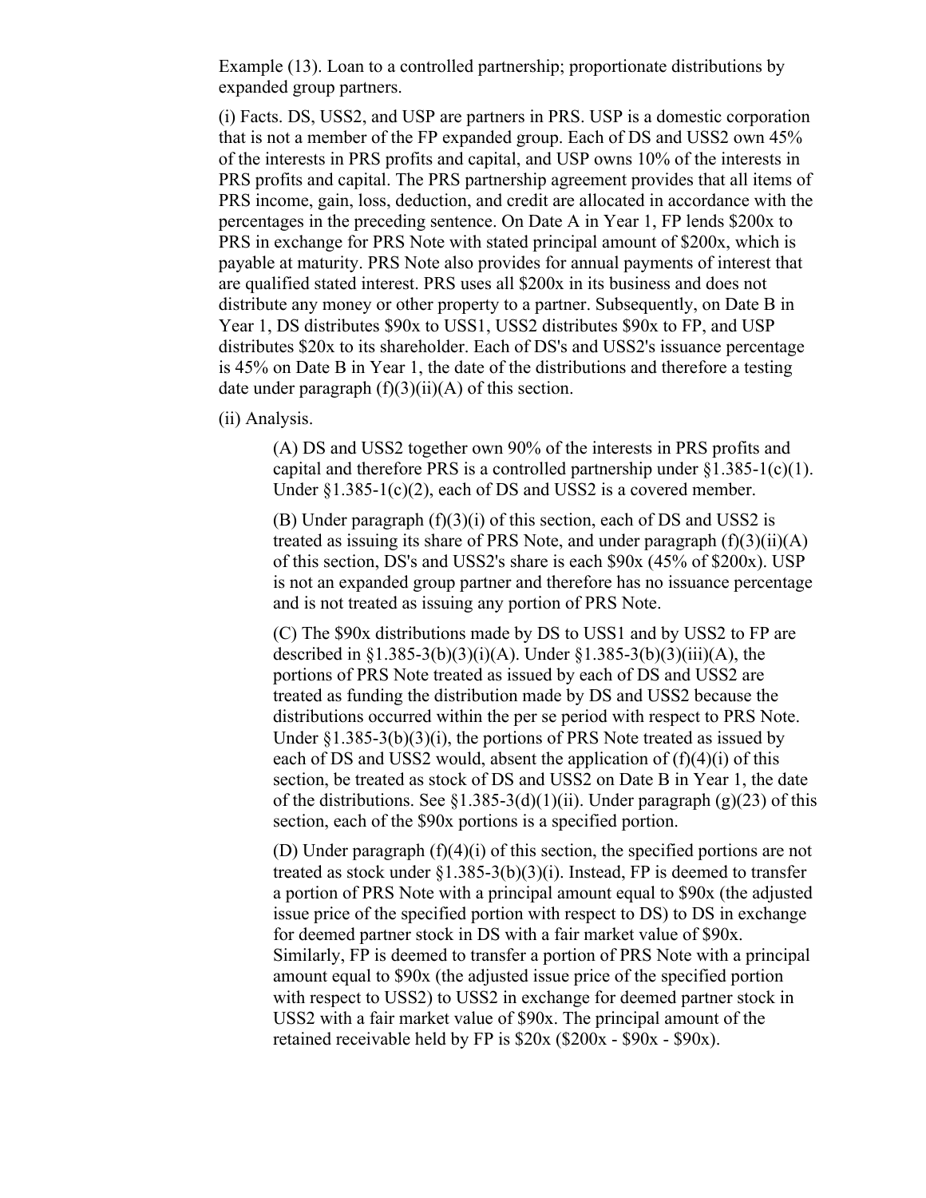Example (13). Loan to a controlled partnership; proportionate distributions by expanded group partners.

(i) Facts. DS, USS2, and USP are partners in PRS. USP is a domestic corporation that is not a member of the FP expanded group. Each of DS and USS2 own 45% of the interests in PRS profits and capital, and USP owns 10% of the interests in PRS profits and capital. The PRS partnership agreement provides that all items of PRS income, gain, loss, deduction, and credit are allocated in accordance with the percentages in the preceding sentence. On Date A in Year 1, FP lends $200x to PRS in exchange for PRS Note with stated principal amount of $200x, which is payable at maturity. PRS Note also provides for annual payments of interest that are qualified stated interest. PRS uses all $200x in its business and does not distribute any money or other property to a partner. Subsequently, on Date B in Year 1, DS distributes $90x to USS1, USS2 distributes $90x to FP, and USP distributes $20x to its shareholder. Each of DS's and USS2's issuance percentage is 45% on Date B in Year 1, the date of the distributions and therefore a testing date under paragraph (f)(3)(ii)(A) of this section.

(ii) Analysis.

> (A) DS and USS2 together own 90% of the interests in PRS profits and capital and therefore PRS is a controlled partnership under §1.385-1(c)(1). Under §1.385-1(c)(2), each of DS and USS2 is a covered member.
>
> (B) Under paragraph (f)(3)(i) of this section, each of DS and USS2 is treated as issuing its share of PRS Note, and under paragraph (f)(3)(ii)(A) of this section, DS's and USS2's share is each $90x (45% of $200x). USP is not an expanded group partner and therefore has no issuance percentage and is not treated as issuing any portion of PRS Note.
>
> (C) The $90x distributions made by DS to USS1 and by USS2 to FP are described in §1.385-3(b)(3)(i)(A). Under §1.385-3(b)(3)(iii)(A), the portions of PRS Note treated as issued by each of DS and USS2 are treated as funding the distribution made by DS and USS2 because the distributions occurred within the per se period with respect to PRS Note. Under §1.385-3(b)(3)(i), the portions of PRS Note treated as issued by each of DS and USS2 would, absent the application of (f)(4)(i) of this section, be treated as stock of DS and USS2 on Date B in Year 1, the date of the distributions. See §1.385-3(d)(1)(ii). Under paragraph (g)(23) of this section, each of the $90x portions is a specified portion.
>
> (D) Under paragraph (f)(4)(i) of this section, the specified portions are not treated as stock under §1.385-3(b)(3)(i). Instead, FP is deemed to transfer a portion of PRS Note with a principal amount equal to $90x (the adjusted issue price of the specified portion with respect to DS) to DS in exchange for deemed partner stock in DS with a fair market value of $90x. Similarly, FP is deemed to transfer a portion of PRS Note with a principal amount equal to $90x (the adjusted issue price of the specified portion with respect to USS2) to USS2 in exchange for deemed partner stock in USS2 with a fair market value of $90x. The principal amount of the retained receivable held by FP is $20x ($200x - $90x - $90x).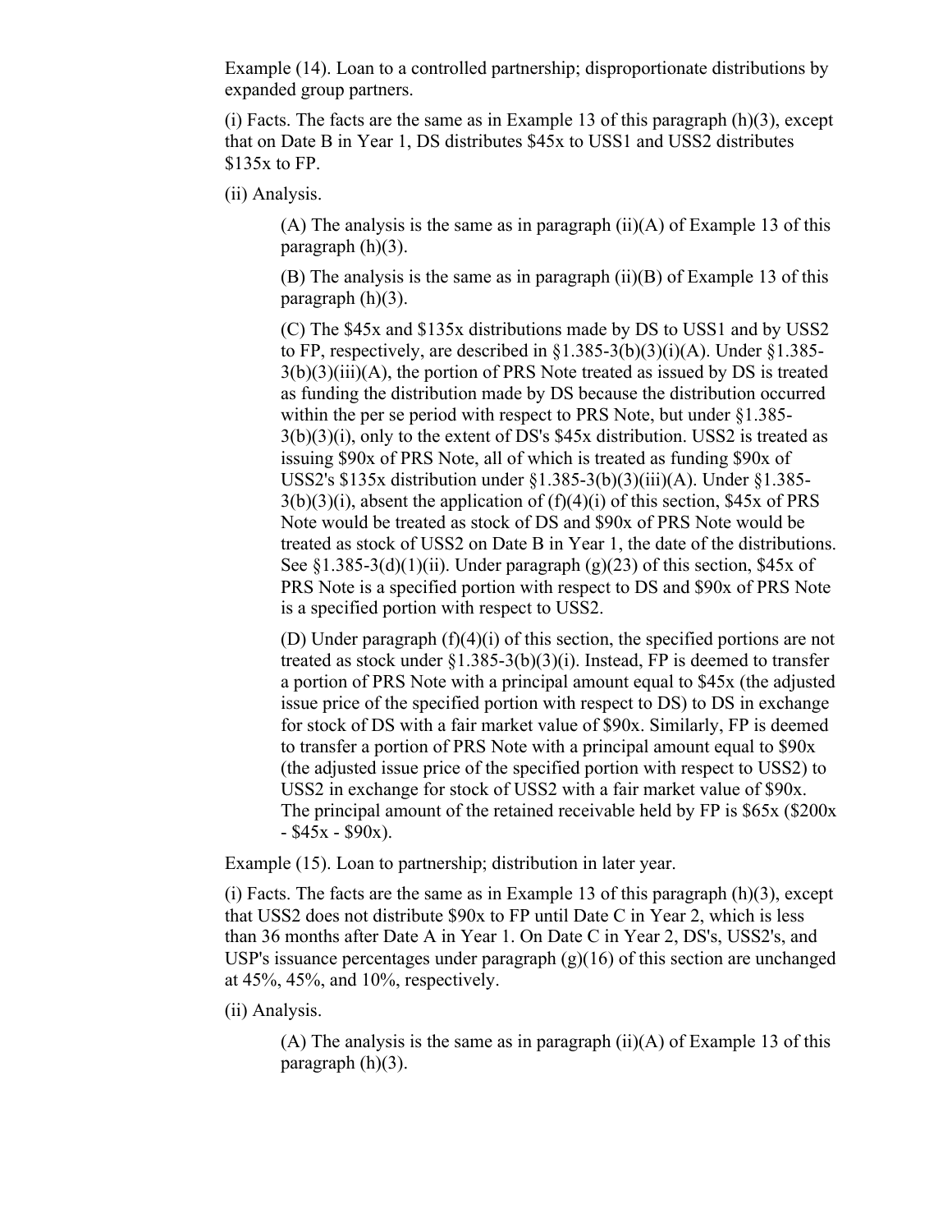Example (14). Loan to a controlled partnership; disproportionate distributions by expanded group partners.

(i) Facts. The facts are the same as in Example 13 of this paragraph (h)(3), except that on Date B in Year 1, DS distributes $45x to USS1 and USS2 distributes $135x to FP.

(ii) Analysis.

> (A) The analysis is the same as in paragraph (ii)(A) of Example 13 of this paragraph (h)(3).
>
> (B) The analysis is the same as in paragraph (ii)(B) of Example 13 of this paragraph (h)(3).
>
> (C) The $45x and $135x distributions made by DS to USS1 and by USS2 to FP, respectively, are described in §1.385-3(b)(3)(i)(A). Under §1.385-3(b)(3)(iii)(A), the portion of PRS Note treated as issued by DS is treated as funding the distribution made by DS because the distribution occurred within the per se period with respect to PRS Note, but under §1.385-3(b)(3)(i), only to the extent of DS's $45x distribution. USS2 is treated as issuing $90x of PRS Note, all of which is treated as funding $90x of USS2's $135x distribution under §1.385-3(b)(3)(iii)(A). Under §1.385-3(b)(3)(i), absent the application of (f)(4)(i) of this section, $45x of PRS Note would be treated as stock of DS and $90x of PRS Note would be treated as stock of USS2 on Date B in Year 1, the date of the distributions. See §1.385-3(d)(1)(ii). Under paragraph (g)(23) of this section, $45x of PRS Note is a specified portion with respect to DS and $90x of PRS Note is a specified portion with respect to USS2.
>
> (D) Under paragraph (f)(4)(i) of this section, the specified portions are not treated as stock under §1.385-3(b)(3)(i). Instead, FP is deemed to transfer a portion of PRS Note with a principal amount equal to $45x (the adjusted issue price of the specified portion with respect to DS) to DS in exchange for stock of DS with a fair market value of $90x. Similarly, FP is deemed to transfer a portion of PRS Note with a principal amount equal to $90x (the adjusted issue price of the specified portion with respect to USS2) to USS2 in exchange for stock of USS2 with a fair market value of $90x. The principal amount of the retained receivable held by FP is $65x ($200x - $45x - $90x).

Example (15). Loan to partnership; distribution in later year.

(i) Facts. The facts are the same as in Example 13 of this paragraph (h)(3), except that USS2 does not distribute $90x to FP until Date C in Year 2, which is less than 36 months after Date A in Year 1. On Date C in Year 2, DS's, USS2's, and USP's issuance percentages under paragraph (g)(16) of this section are unchanged at 45%, 45%, and 10%, respectively.

(ii) Analysis.

> (A) The analysis is the same as in paragraph (ii)(A) of Example 13 of this paragraph (h)(3).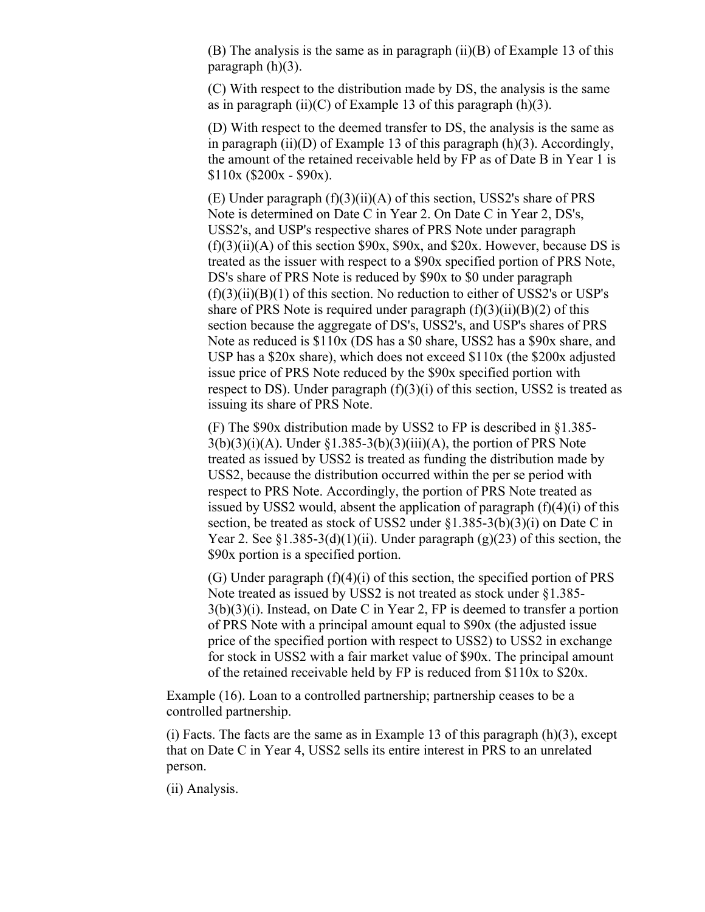(B) The analysis is the same as in paragraph (ii)(B) of Example 13 of this paragraph (h)(3).

(C) With respect to the distribution made by DS, the analysis is the same as in paragraph (ii)(C) of Example 13 of this paragraph (h)(3).

(D) With respect to the deemed transfer to DS, the analysis is the same as in paragraph (ii)(D) of Example 13 of this paragraph (h)(3). Accordingly, the amount of the retained receivable held by FP as of Date B in Year 1 is $110x ($200x - $90x).

(E) Under paragraph (f)(3)(ii)(A) of this section, USS2's share of PRS Note is determined on Date C in Year 2. On Date C in Year 2, DS's, USS2's, and USP's respective shares of PRS Note under paragraph (f)(3)(ii)(A) of this section $90x, $90x, and $20x. However, because DS is treated as the issuer with respect to a $90x specified portion of PRS Note, DS's share of PRS Note is reduced by $90x to $0 under paragraph (f)(3)(ii)(B)(1) of this section. No reduction to either of USS2's or USP's share of PRS Note is required under paragraph (f)(3)(ii)(B)(2) of this section because the aggregate of DS's, USS2's, and USP's shares of PRS Note as reduced is $110x (DS has a $0 share, USS2 has a $90x share, and USP has a $20x share), which does not exceed $110x (the $200x adjusted issue price of PRS Note reduced by the $90x specified portion with respect to DS). Under paragraph (f)(3)(i) of this section, USS2 is treated as issuing its share of PRS Note.

(F) The $90x distribution made by USS2 to FP is described in §1.385-3(b)(3)(i)(A). Under §1.385-3(b)(3)(iii)(A), the portion of PRS Note treated as issued by USS2 is treated as funding the distribution made by USS2, because the distribution occurred within the per se period with respect to PRS Note. Accordingly, the portion of PRS Note treated as issued by USS2 would, absent the application of paragraph (f)(4)(i) of this section, be treated as stock of USS2 under §1.385-3(b)(3)(i) on Date C in Year 2. See §1.385-3(d)(1)(ii). Under paragraph (g)(23) of this section, the $90x portion is a specified portion.

(G) Under paragraph (f)(4)(i) of this section, the specified portion of PRS Note treated as issued by USS2 is not treated as stock under §1.385-3(b)(3)(i). Instead, on Date C in Year 2, FP is deemed to transfer a portion of PRS Note with a principal amount equal to $90x (the adjusted issue price of the specified portion with respect to USS2) to USS2 in exchange for stock in USS2 with a fair market value of $90x. The principal amount of the retained receivable held by FP is reduced from $110x to $20x.

Example (16). Loan to a controlled partnership; partnership ceases to be a controlled partnership.

(i) Facts. The facts are the same as in Example 13 of this paragraph (h)(3), except that on Date C in Year 4, USS2 sells its entire interest in PRS to an unrelated person.

(ii) Analysis.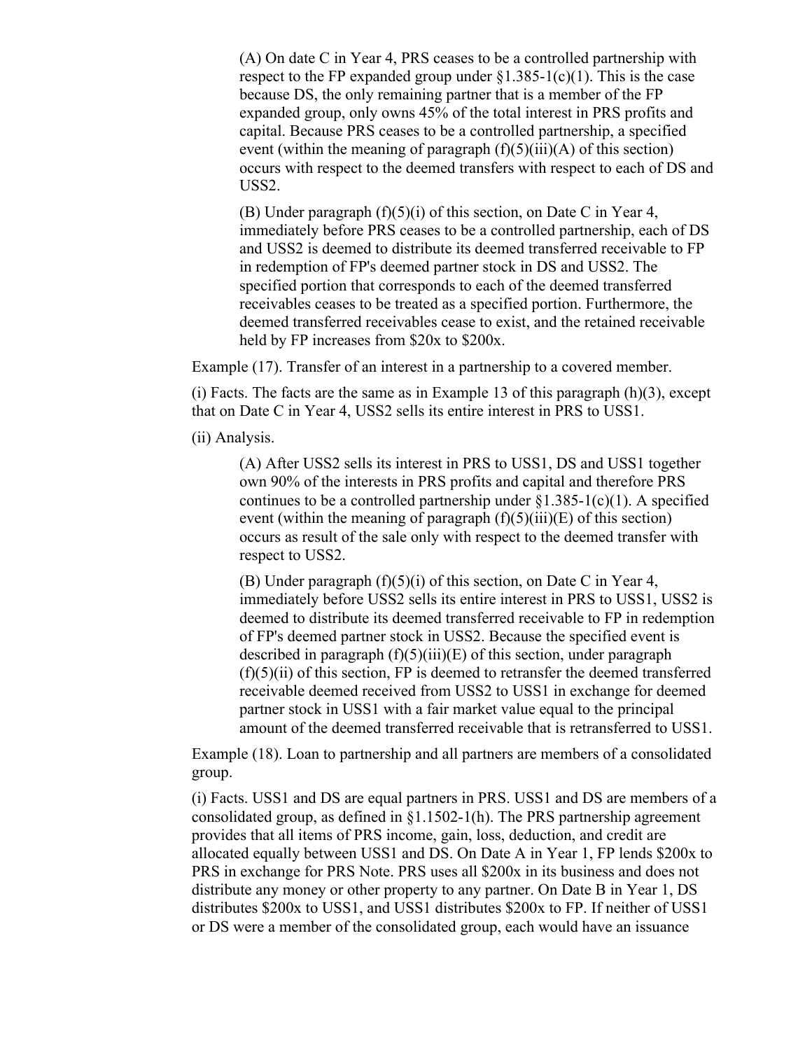(A) On date C in Year 4, PRS ceases to be a controlled partnership with respect to the FP expanded group under §1.385-1(c)(1). This is the case because DS, the only remaining partner that is a member of the FP expanded group, only owns 45% of the total interest in PRS profits and capital. Because PRS ceases to be a controlled partnership, a specified event (within the meaning of paragraph (f)(5)(iii)(A) of this section) occurs with respect to the deemed transfers with respect to each of DS and USS2.

(B) Under paragraph (f)(5)(i) of this section, on Date C in Year 4, immediately before PRS ceases to be a controlled partnership, each of DS and USS2 is deemed to distribute its deemed transferred receivable to FP in redemption of FP's deemed partner stock in DS and USS2. The specified portion that corresponds to each of the deemed transferred receivables ceases to be treated as a specified portion. Furthermore, the deemed transferred receivables cease to exist, and the retained receivable held by FP increases from $20x to $200x.

Example (17). Transfer of an interest in a partnership to a covered member.

(i) Facts. The facts are the same as in Example 13 of this paragraph (h)(3), except that on Date C in Year 4, USS2 sells its entire interest in PRS to USS1.

(ii) Analysis.

(A) After USS2 sells its interest in PRS to USS1, DS and USS1 together own 90% of the interests in PRS profits and capital and therefore PRS continues to be a controlled partnership under §1.385-1(c)(1). A specified event (within the meaning of paragraph (f)(5)(iii)(E) of this section) occurs as result of the sale only with respect to the deemed transfer with respect to USS2.

(B) Under paragraph (f)(5)(i) of this section, on Date C in Year 4, immediately before USS2 sells its entire interest in PRS to USS1, USS2 is deemed to distribute its deemed transferred receivable to FP in redemption of FP's deemed partner stock in USS2. Because the specified event is described in paragraph (f)(5)(iii)(E) of this section, under paragraph (f)(5)(ii) of this section, FP is deemed to retransfer the deemed transferred receivable deemed received from USS2 to USS1 in exchange for deemed partner stock in USS1 with a fair market value equal to the principal amount of the deemed transferred receivable that is retransferred to USS1.

Example (18). Loan to partnership and all partners are members of a consolidated group.

(i) Facts. USS1 and DS are equal partners in PRS. USS1 and DS are members of a consolidated group, as defined in §1.1502-1(h). The PRS partnership agreement provides that all items of PRS income, gain, loss, deduction, and credit are allocated equally between USS1 and DS. On Date A in Year 1, FP lends $200x to PRS in exchange for PRS Note. PRS uses all $200x in its business and does not distribute any money or other property to any partner. On Date B in Year 1, DS distributes $200x to USS1, and USS1 distributes $200x to FP. If neither of USS1 or DS were a member of the consolidated group, each would have an issuance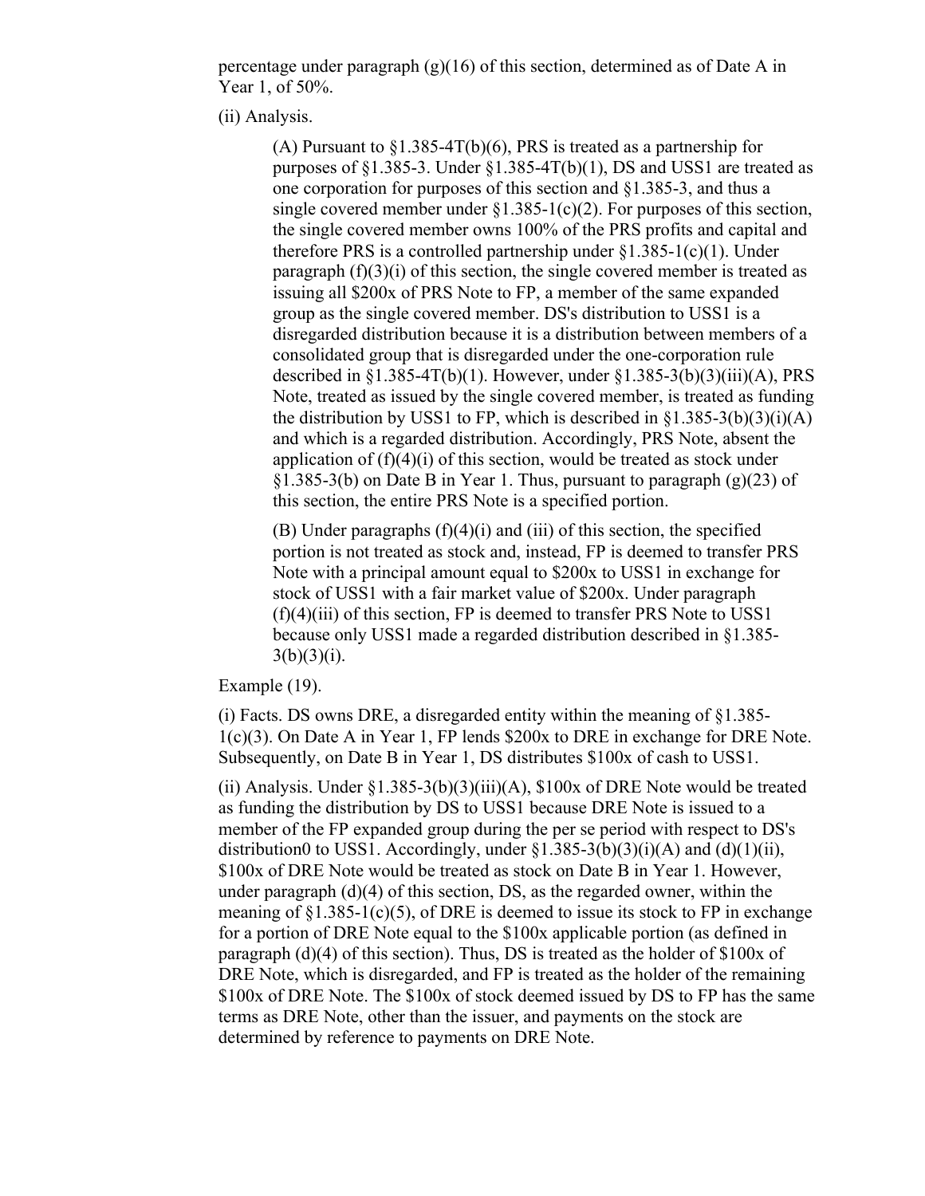percentage under paragraph (g)(16) of this section, determined as of Date A in Year 1, of 50%.

(ii) Analysis.

(A) Pursuant to §1.385-4T(b)(6), PRS is treated as a partnership for purposes of §1.385-3. Under §1.385-4T(b)(1), DS and USS1 are treated as one corporation for purposes of this section and §1.385-3, and thus a single covered member under §1.385-1(c)(2). For purposes of this section, the single covered member owns 100% of the PRS profits and capital and therefore PRS is a controlled partnership under §1.385-1(c)(1). Under paragraph (f)(3)(i) of this section, the single covered member is treated as issuing all $200x of PRS Note to FP, a member of the same expanded group as the single covered member. DS's distribution to USS1 is a disregarded distribution because it is a distribution between members of a consolidated group that is disregarded under the one-corporation rule described in §1.385-4T(b)(1). However, under §1.385-3(b)(3)(iii)(A), PRS Note, treated as issued by the single covered member, is treated as funding the distribution by USS1 to FP, which is described in §1.385-3(b)(3)(i)(A) and which is a regarded distribution. Accordingly, PRS Note, absent the application of (f)(4)(i) of this section, would be treated as stock under §1.385-3(b) on Date B in Year 1. Thus, pursuant to paragraph (g)(23) of this section, the entire PRS Note is a specified portion.

(B) Under paragraphs (f)(4)(i) and (iii) of this section, the specified portion is not treated as stock and, instead, FP is deemed to transfer PRS Note with a principal amount equal to $200x to USS1 in exchange for stock of USS1 with a fair market value of $200x. Under paragraph (f)(4)(iii) of this section, FP is deemed to transfer PRS Note to USS1 because only USS1 made a regarded distribution described in §1.385-3(b)(3)(i).

Example (19).

(i) Facts. DS owns DRE, a disregarded entity within the meaning of §1.385-1(c)(3). On Date A in Year 1, FP lends $200x to DRE in exchange for DRE Note. Subsequently, on Date B in Year 1, DS distributes $100x of cash to USS1.

(ii) Analysis. Under §1.385-3(b)(3)(iii)(A), $100x of DRE Note would be treated as funding the distribution by DS to USS1 because DRE Note is issued to a member of the FP expanded group during the per se period with respect to DS's distribution0 to USS1. Accordingly, under §1.385-3(b)(3)(i)(A) and (d)(1)(ii), $100x of DRE Note would be treated as stock on Date B in Year 1. However, under paragraph (d)(4) of this section, DS, as the regarded owner, within the meaning of §1.385-1(c)(5), of DRE is deemed to issue its stock to FP in exchange for a portion of DRE Note equal to the $100x applicable portion (as defined in paragraph (d)(4) of this section). Thus, DS is treated as the holder of $100x of DRE Note, which is disregarded, and FP is treated as the holder of the remaining $100x of DRE Note. The $100x of stock deemed issued by DS to FP has the same terms as DRE Note, other than the issuer, and payments on the stock are determined by reference to payments on DRE Note.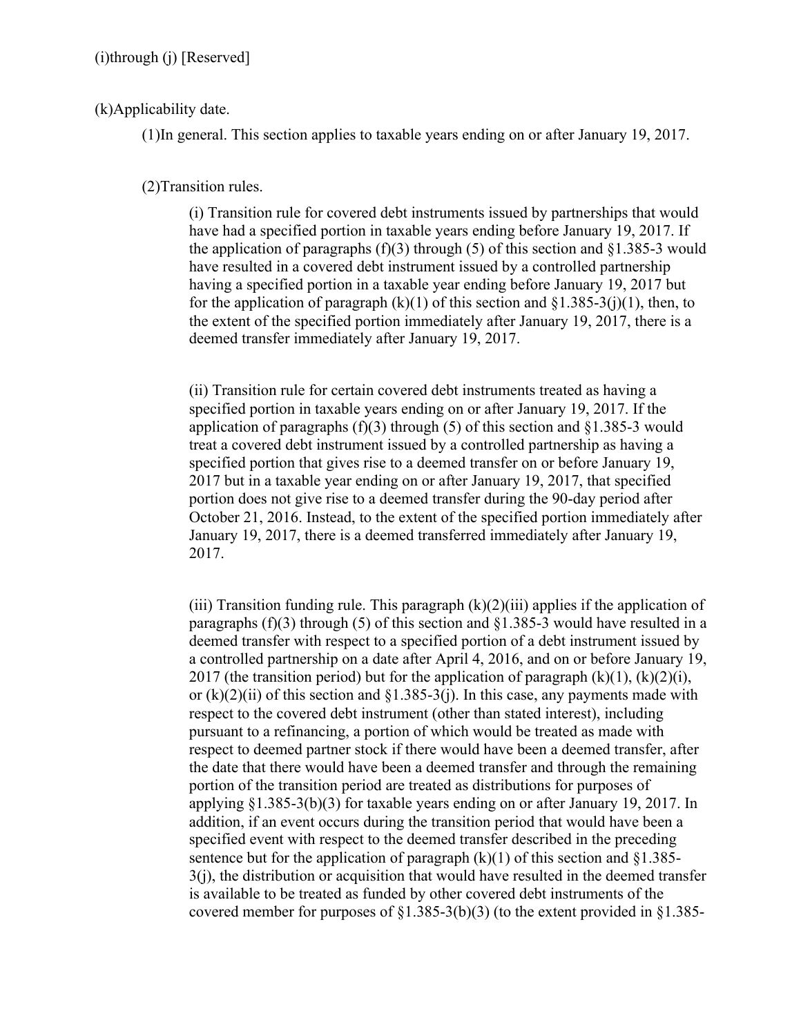(i)through (j) [Reserved]

(k)Applicability date.

(1)In general. This section applies to taxable years ending on or after January 19, 2017.

(2)Transition rules.

(i) Transition rule for covered debt instruments issued by partnerships that would have had a specified portion in taxable years ending before January 19, 2017. If the application of paragraphs (f)(3) through (5) of this section and §1.385-3 would have resulted in a covered debt instrument issued by a controlled partnership having a specified portion in a taxable year ending before January 19, 2017 but for the application of paragraph (k)(1) of this section and §1.385-3(j)(1), then, to the extent of the specified portion immediately after January 19, 2017, there is a deemed transfer immediately after January 19, 2017.

(ii) Transition rule for certain covered debt instruments treated as having a specified portion in taxable years ending on or after January 19, 2017. If the application of paragraphs (f)(3) through (5) of this section and §1.385-3 would treat a covered debt instrument issued by a controlled partnership as having a specified portion that gives rise to a deemed transfer on or before January 19, 2017 but in a taxable year ending on or after January 19, 2017, that specified portion does not give rise to a deemed transfer during the 90-day period after October 21, 2016. Instead, to the extent of the specified portion immediately after January 19, 2017, there is a deemed transferred immediately after January 19, 2017.

(iii) Transition funding rule. This paragraph (k)(2)(iii) applies if the application of paragraphs (f)(3) through (5) of this section and §1.385-3 would have resulted in a deemed transfer with respect to a specified portion of a debt instrument issued by a controlled partnership on a date after April 4, 2016, and on or before January 19, 2017 (the transition period) but for the application of paragraph (k)(1), (k)(2)(i), or (k)(2)(ii) of this section and §1.385-3(j). In this case, any payments made with respect to the covered debt instrument (other than stated interest), including pursuant to a refinancing, a portion of which would be treated as made with respect to deemed partner stock if there would have been a deemed transfer, after the date that there would have been a deemed transfer and through the remaining portion of the transition period are treated as distributions for purposes of applying §1.385-3(b)(3) for taxable years ending on or after January 19, 2017. In addition, if an event occurs during the transition period that would have been a specified event with respect to the deemed transfer described in the preceding sentence but for the application of paragraph (k)(1) of this section and §1.385-3(j), the distribution or acquisition that would have resulted in the deemed transfer is available to be treated as funded by other covered debt instruments of the covered member for purposes of §1.385-3(b)(3) (to the extent provided in §1.385-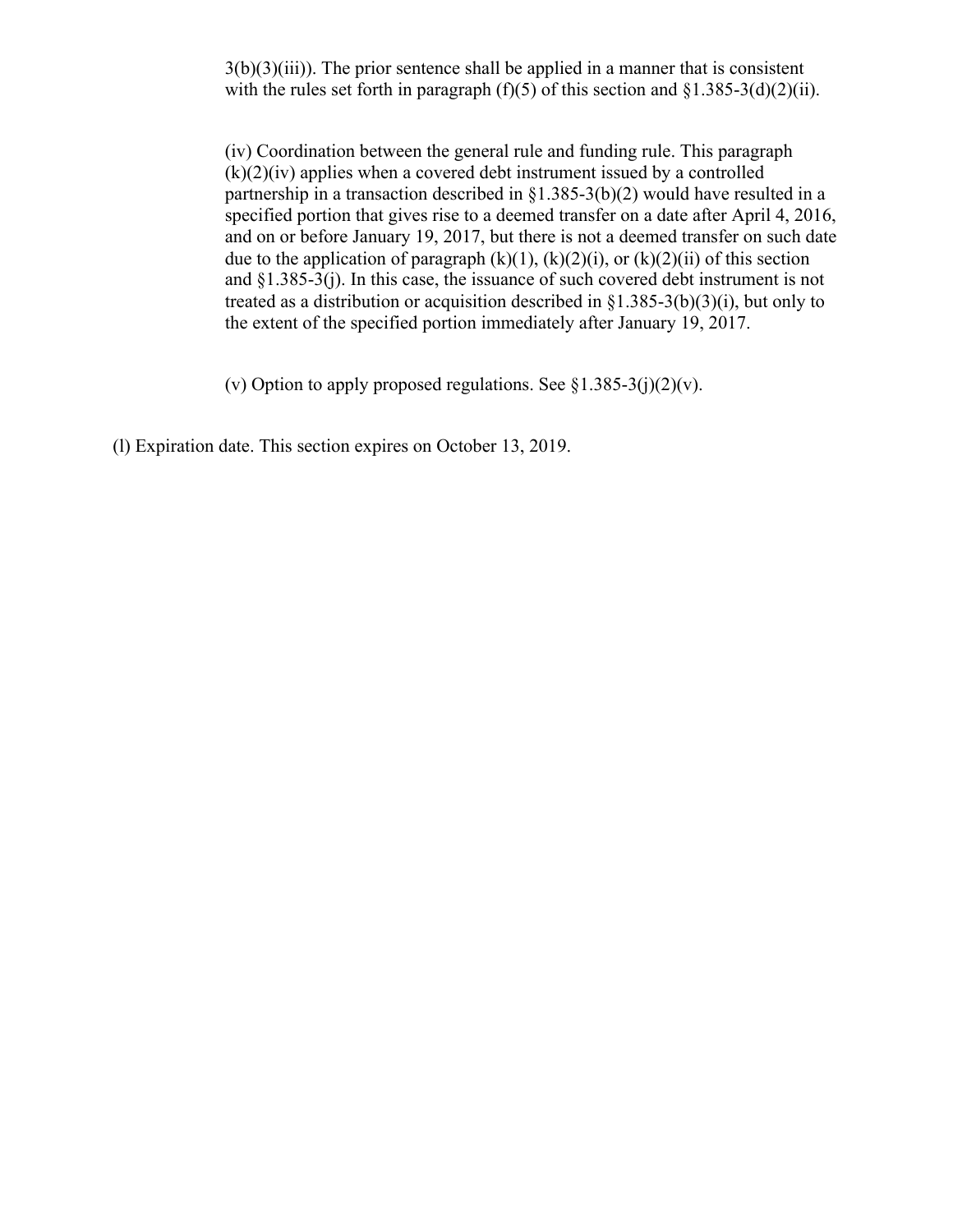3(b)(3)(iii)). The prior sentence shall be applied in a manner that is consistent with the rules set forth in paragraph (f)(5) of this section and §1.385-3(d)(2)(ii).

(iv) Coordination between the general rule and funding rule. This paragraph (k)(2)(iv) applies when a covered debt instrument issued by a controlled partnership in a transaction described in §1.385-3(b)(2) would have resulted in a specified portion that gives rise to a deemed transfer on a date after April 4, 2016, and on or before January 19, 2017, but there is not a deemed transfer on such date due to the application of paragraph (k)(1), (k)(2)(i), or (k)(2)(ii) of this section and §1.385-3(j). In this case, the issuance of such covered debt instrument is not treated as a distribution or acquisition described in §1.385-3(b)(3)(i), but only to the extent of the specified portion immediately after January 19, 2017.

(v) Option to apply proposed regulations. See §1.385-3(j)(2)(v).

(l) Expiration date. This section expires on October 13, 2019.